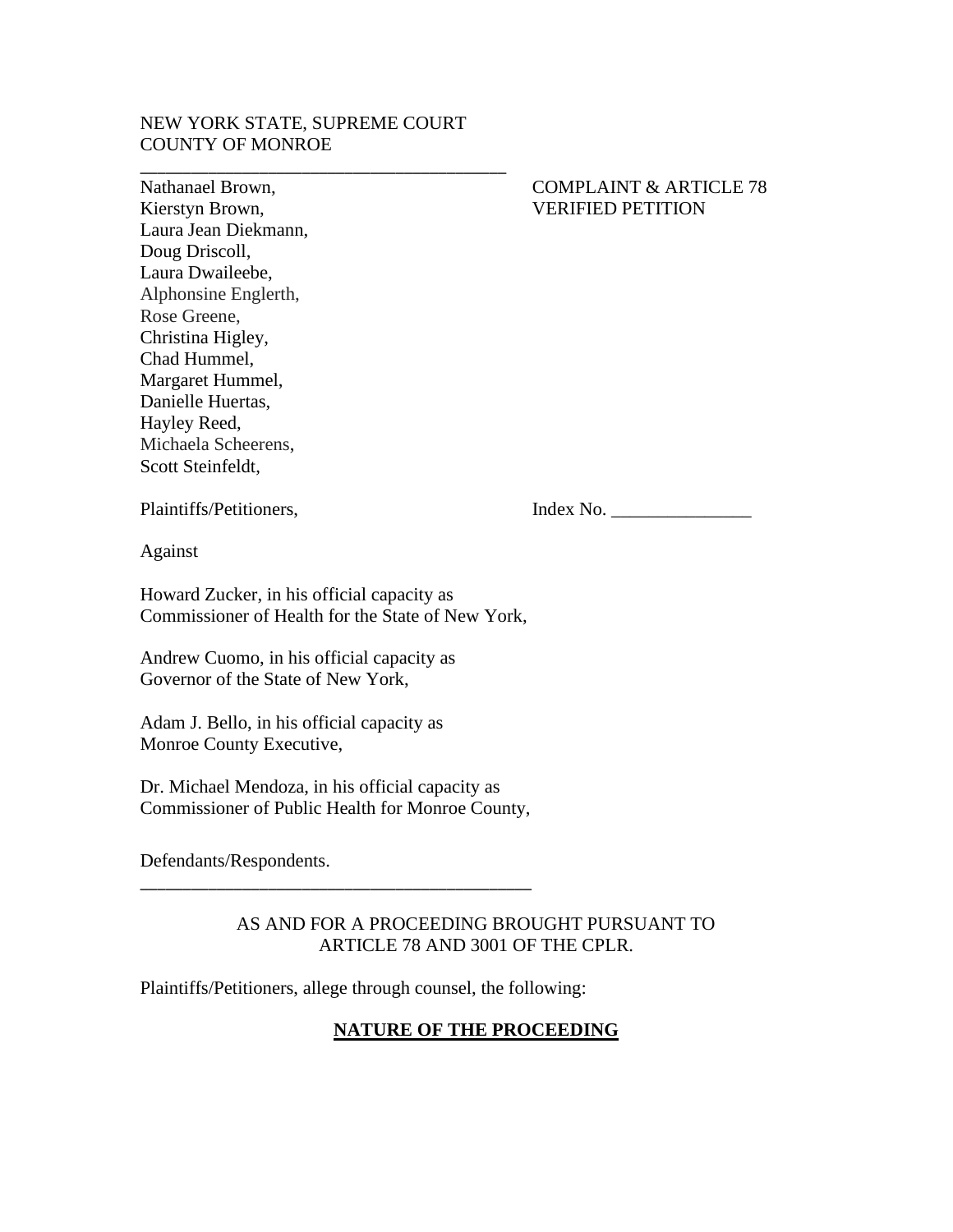NEW YORK STATE, SUPREME COURT
COUNTY OF MONROE

---

Nathanael Brown,
Kierstyn Brown,
Laura Jean Diekmann,
Doug Driscoll,
Laura Dwaileebe,
Alphonsine Englerth,
Rose Greene,
Christina Higley,
Chad Hummel,
Margaret Hummel,
Danielle Huertas,
Hayley Reed,
Michaela Scheerens,
Scott Steinfeldt,

COMPLAINT & ARTICLE 78
VERIFIED PETITION

Plaintiffs/Petitioners,

Index No. _______________

Against

Howard Zucker, in his official capacity as
Commissioner of Health for the State of New York,

Andrew Cuomo, in his official capacity as
Governor of the State of New York,

Adam J. Bello, in his official capacity as
Monroe County Executive,

Dr. Michael Mendoza, in his official capacity as
Commissioner of Public Health for Monroe County,

Defendants/Respondents.

---

AS AND FOR A PROCEEDING BROUGHT PURSUANT TO
ARTICLE 78 AND 3001 OF THE CPLR.

Plaintiffs/Petitioners, allege through counsel, the following:

## **NATURE OF THE PROCEEDING**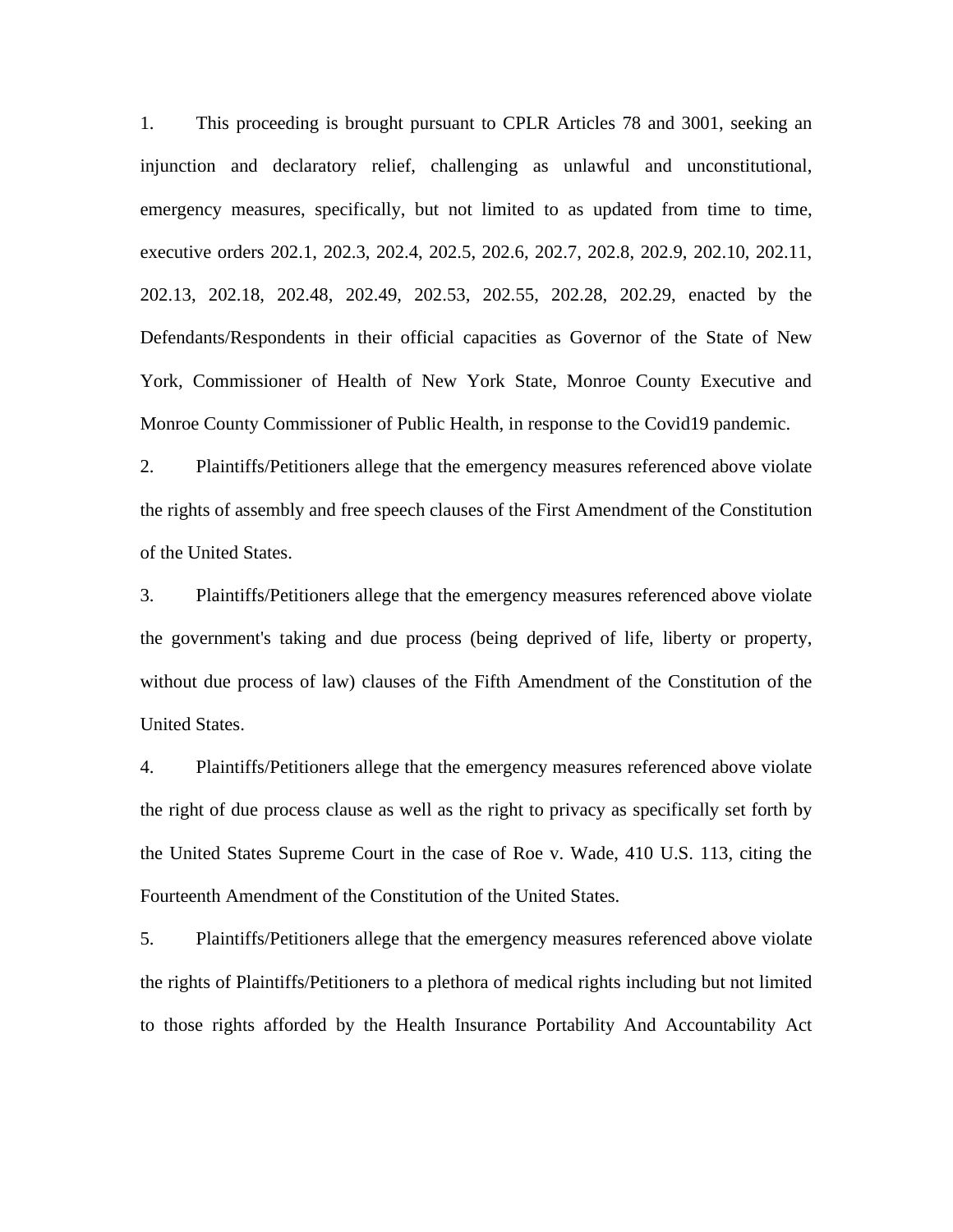1. This proceeding is brought pursuant to CPLR Articles 78 and 3001, seeking an injunction and declaratory relief, challenging as unlawful and unconstitutional, emergency measures, specifically, but not limited to as updated from time to time, executive orders 202.1, 202.3, 202.4, 202.5, 202.6, 202.7, 202.8, 202.9, 202.10, 202.11, 202.13, 202.18, 202.48, 202.49, 202.53, 202.55, 202.28, 202.29, enacted by the Defendants/Respondents in their official capacities as Governor of the State of New York, Commissioner of Health of New York State, Monroe County Executive and Monroe County Commissioner of Public Health, in response to the Covid19 pandemic.

2. Plaintiffs/Petitioners allege that the emergency measures referenced above violate the rights of assembly and free speech clauses of the First Amendment of the Constitution of the United States.

3. Plaintiffs/Petitioners allege that the emergency measures referenced above violate the government's taking and due process (being deprived of life, liberty or property, without due process of law) clauses of the Fifth Amendment of the Constitution of the United States.

4. Plaintiffs/Petitioners allege that the emergency measures referenced above violate the right of due process clause as well as the right to privacy as specifically set forth by the United States Supreme Court in the case of Roe v. Wade, 410 U.S. 113, citing the Fourteenth Amendment of the Constitution of the United States.

5. Plaintiffs/Petitioners allege that the emergency measures referenced above violate the rights of Plaintiffs/Petitioners to a plethora of medical rights including but not limited to those rights afforded by the Health Insurance Portability And Accountability Act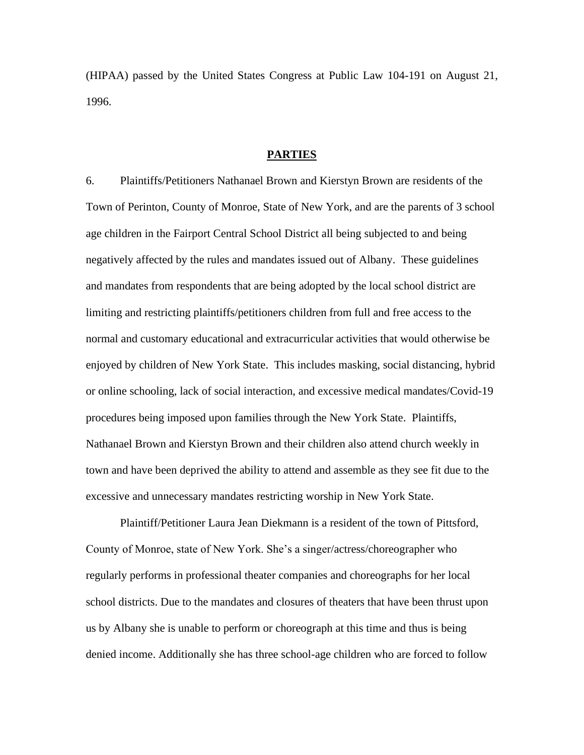(HIPAA) passed by the United States Congress at Public Law 104-191 on August 21, 1996.

## PARTIES

6. Plaintiffs/Petitioners Nathanael Brown and Kierstyn Brown are residents of the Town of Perinton, County of Monroe, State of New York, and are the parents of 3 school age children in the Fairport Central School District all being subjected to and being negatively affected by the rules and mandates issued out of Albany. These guidelines and mandates from respondents that are being adopted by the local school district are limiting and restricting plaintiffs/petitioners children from full and free access to the normal and customary educational and extracurricular activities that would otherwise be enjoyed by children of New York State. This includes masking, social distancing, hybrid or online schooling, lack of social interaction, and excessive medical mandates/Covid-19 procedures being imposed upon families through the New York State. Plaintiffs, Nathanael Brown and Kierstyn Brown and their children also attend church weekly in town and have been deprived the ability to attend and assemble as they see fit due to the excessive and unnecessary mandates restricting worship in New York State.

Plaintiff/Petitioner Laura Jean Diekmann is a resident of the town of Pittsford, County of Monroe, state of New York. She's a singer/actress/choreographer who regularly performs in professional theater companies and choreographs for her local school districts. Due to the mandates and closures of theaters that have been thrust upon us by Albany she is unable to perform or choreograph at this time and thus is being denied income. Additionally she has three school-age children who are forced to follow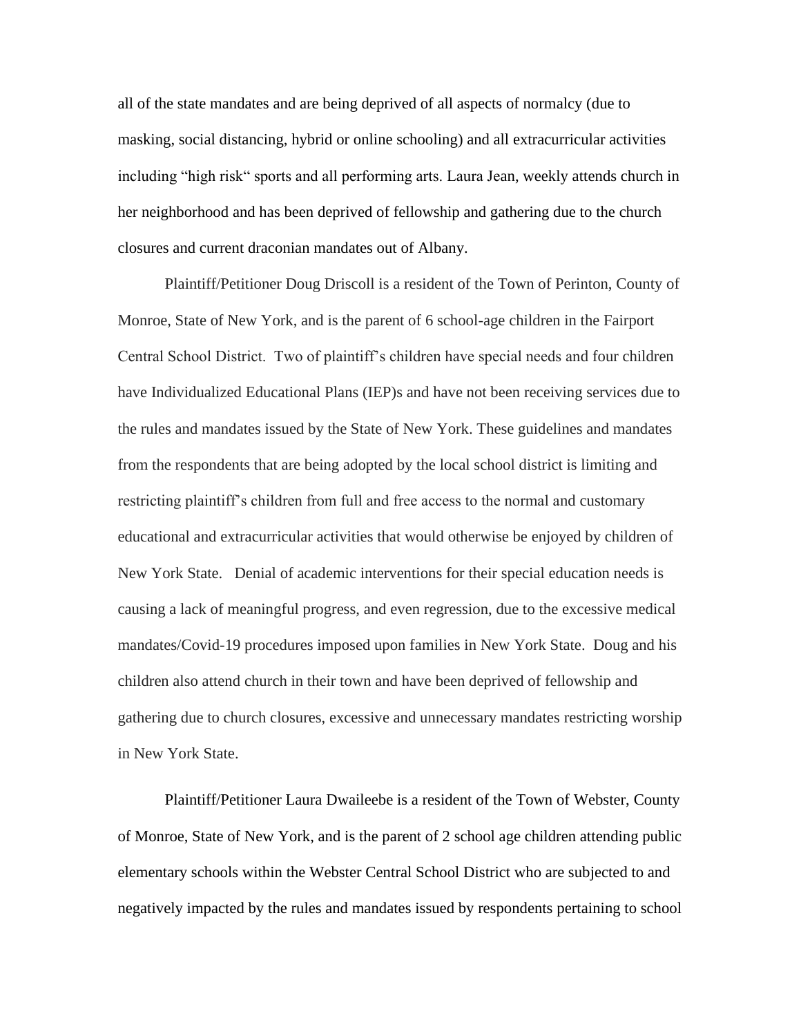all of the state mandates and are being deprived of all aspects of normalcy (due to masking, social distancing, hybrid or online schooling) and all extracurricular activities including "high risk" sports and all performing arts. Laura Jean, weekly attends church in her neighborhood and has been deprived of fellowship and gathering due to the church closures and current draconian mandates out of Albany.

Plaintiff/Petitioner Doug Driscoll is a resident of the Town of Perinton, County of Monroe, State of New York, and is the parent of 6 school-age children in the Fairport Central School District. Two of plaintiff's children have special needs and four children have Individualized Educational Plans (IEP)s and have not been receiving services due to the rules and mandates issued by the State of New York. These guidelines and mandates from the respondents that are being adopted by the local school district is limiting and restricting plaintiff's children from full and free access to the normal and customary educational and extracurricular activities that would otherwise be enjoyed by children of New York State. Denial of academic interventions for their special education needs is causing a lack of meaningful progress, and even regression, due to the excessive medical mandates/Covid-19 procedures imposed upon families in New York State. Doug and his children also attend church in their town and have been deprived of fellowship and gathering due to church closures, excessive and unnecessary mandates restricting worship in New York State.

Plaintiff/Petitioner Laura Dwaileebe is a resident of the Town of Webster, County of Monroe, State of New York, and is the parent of 2 school age children attending public elementary schools within the Webster Central School District who are subjected to and negatively impacted by the rules and mandates issued by respondents pertaining to school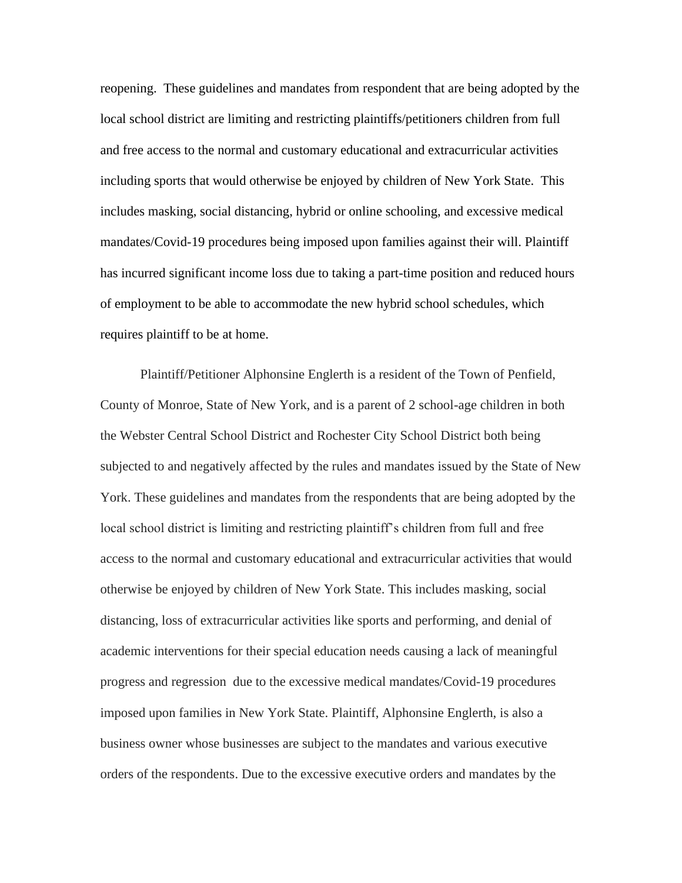reopening. These guidelines and mandates from respondent that are being adopted by the local school district are limiting and restricting plaintiffs/petitioners children from full and free access to the normal and customary educational and extracurricular activities including sports that would otherwise be enjoyed by children of New York State. This includes masking, social distancing, hybrid or online schooling, and excessive medical mandates/Covid-19 procedures being imposed upon families against their will. Plaintiff has incurred significant income loss due to taking a part-time position and reduced hours of employment to be able to accommodate the new hybrid school schedules, which requires plaintiff to be at home.

Plaintiff/Petitioner Alphonsine Englerth is a resident of the Town of Penfield, County of Monroe, State of New York, and is a parent of 2 school-age children in both the Webster Central School District and Rochester City School District both being subjected to and negatively affected by the rules and mandates issued by the State of New York. These guidelines and mandates from the respondents that are being adopted by the local school district is limiting and restricting plaintiff's children from full and free access to the normal and customary educational and extracurricular activities that would otherwise be enjoyed by children of New York State. This includes masking, social distancing, loss of extracurricular activities like sports and performing, and denial of academic interventions for their special education needs causing a lack of meaningful progress and regression due to the excessive medical mandates/Covid-19 procedures imposed upon families in New York State. Plaintiff, Alphonsine Englerth, is also a business owner whose businesses are subject to the mandates and various executive orders of the respondents. Due to the excessive executive orders and mandates by the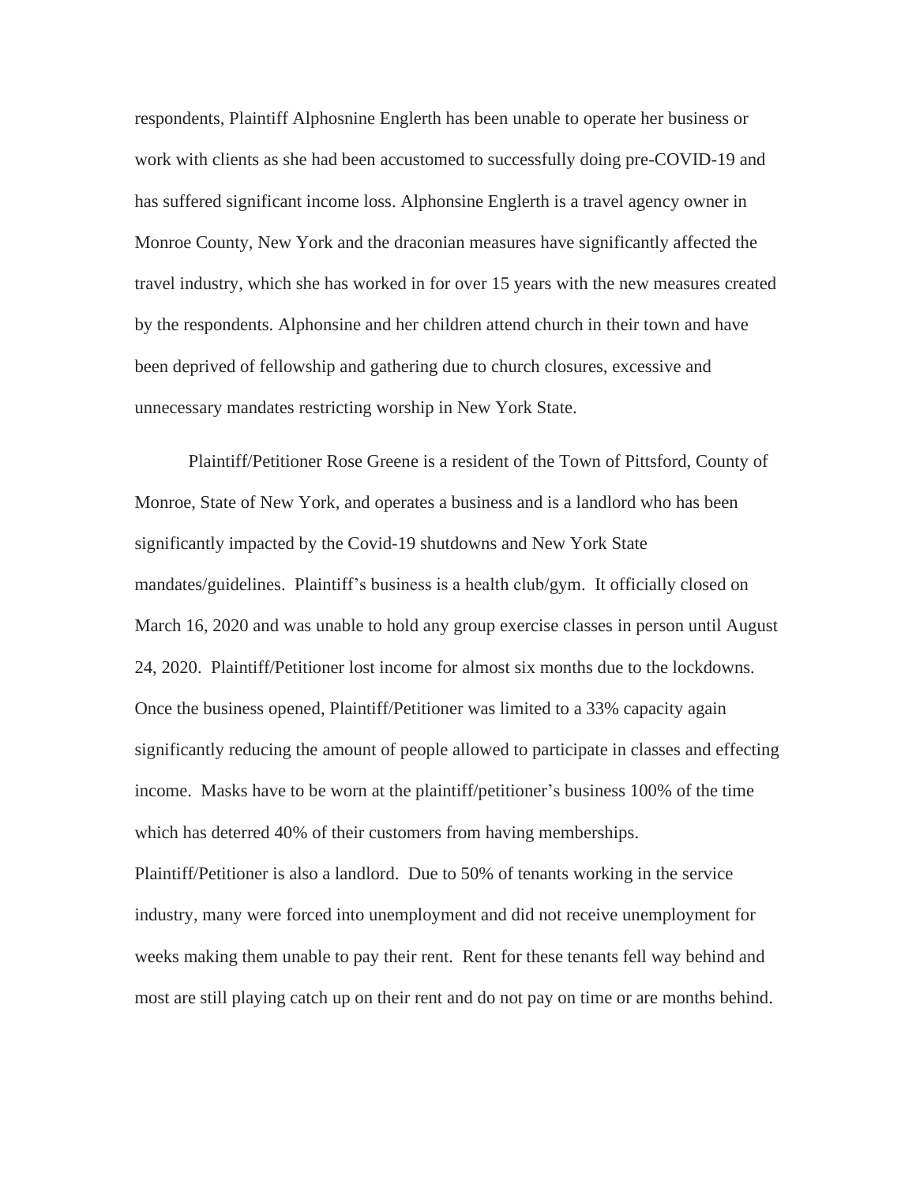respondents, Plaintiff Alphosnine Englerth has been unable to operate her business or work with clients as she had been accustomed to successfully doing pre-COVID-19 and has suffered significant income loss. Alphonsine Englerth is a travel agency owner in Monroe County, New York and the draconian measures have significantly affected the travel industry, which she has worked in for over 15 years with the new measures created by the respondents. Alphonsine and her children attend church in their town and have been deprived of fellowship and gathering due to church closures, excessive and unnecessary mandates restricting worship in New York State.

Plaintiff/Petitioner Rose Greene is a resident of the Town of Pittsford, County of Monroe, State of New York, and operates a business and is a landlord who has been significantly impacted by the Covid-19 shutdowns and New York State mandates/guidelines. Plaintiff's business is a health club/gym. It officially closed on March 16, 2020 and was unable to hold any group exercise classes in person until August 24, 2020. Plaintiff/Petitioner lost income for almost six months due to the lockdowns. Once the business opened, Plaintiff/Petitioner was limited to a 33% capacity again significantly reducing the amount of people allowed to participate in classes and effecting income. Masks have to be worn at the plaintiff/petitioner's business 100% of the time which has deterred 40% of their customers from having memberships. Plaintiff/Petitioner is also a landlord. Due to 50% of tenants working in the service industry, many were forced into unemployment and did not receive unemployment for weeks making them unable to pay their rent. Rent for these tenants fell way behind and most are still playing catch up on their rent and do not pay on time or are months behind.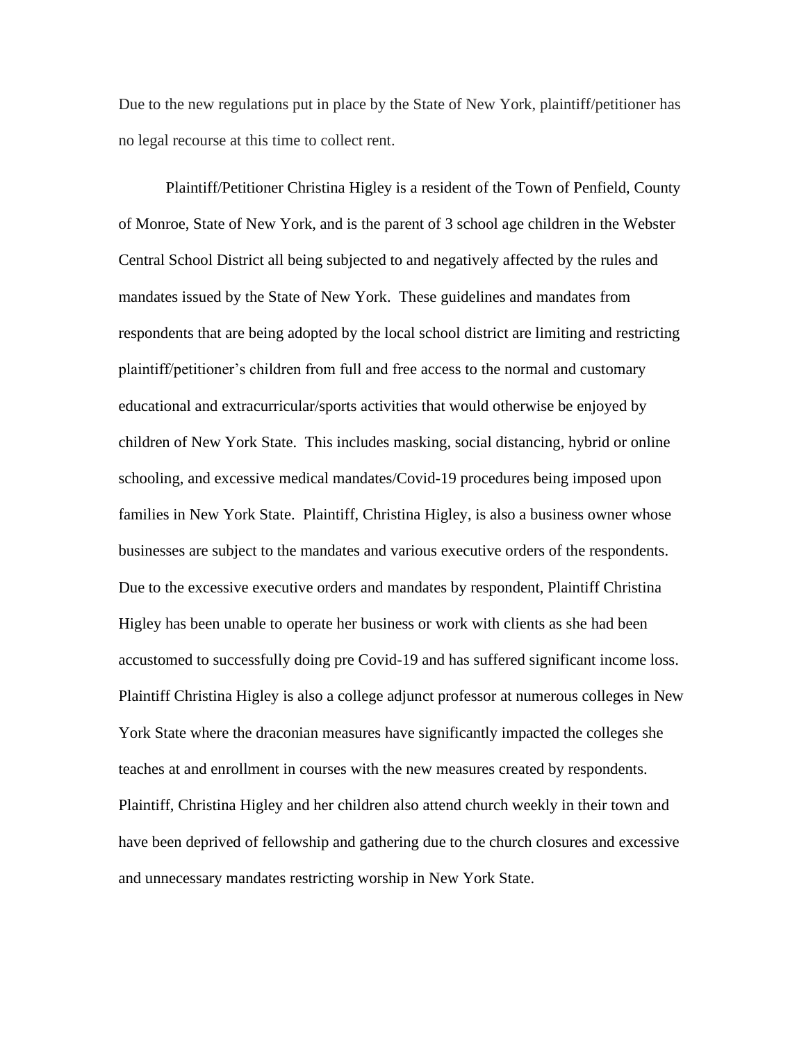Due to the new regulations put in place by the State of New York, plaintiff/petitioner has no legal recourse at this time to collect rent.

Plaintiff/Petitioner Christina Higley is a resident of the Town of Penfield, County of Monroe, State of New York, and is the parent of 3 school age children in the Webster Central School District all being subjected to and negatively affected by the rules and mandates issued by the State of New York. These guidelines and mandates from respondents that are being adopted by the local school district are limiting and restricting plaintiff/petitioner's children from full and free access to the normal and customary educational and extracurricular/sports activities that would otherwise be enjoyed by children of New York State. This includes masking, social distancing, hybrid or online schooling, and excessive medical mandates/Covid-19 procedures being imposed upon families in New York State. Plaintiff, Christina Higley, is also a business owner whose businesses are subject to the mandates and various executive orders of the respondents. Due to the excessive executive orders and mandates by respondent, Plaintiff Christina Higley has been unable to operate her business or work with clients as she had been accustomed to successfully doing pre Covid-19 and has suffered significant income loss. Plaintiff Christina Higley is also a college adjunct professor at numerous colleges in New York State where the draconian measures have significantly impacted the colleges she teaches at and enrollment in courses with the new measures created by respondents. Plaintiff, Christina Higley and her children also attend church weekly in their town and have been deprived of fellowship and gathering due to the church closures and excessive and unnecessary mandates restricting worship in New York State.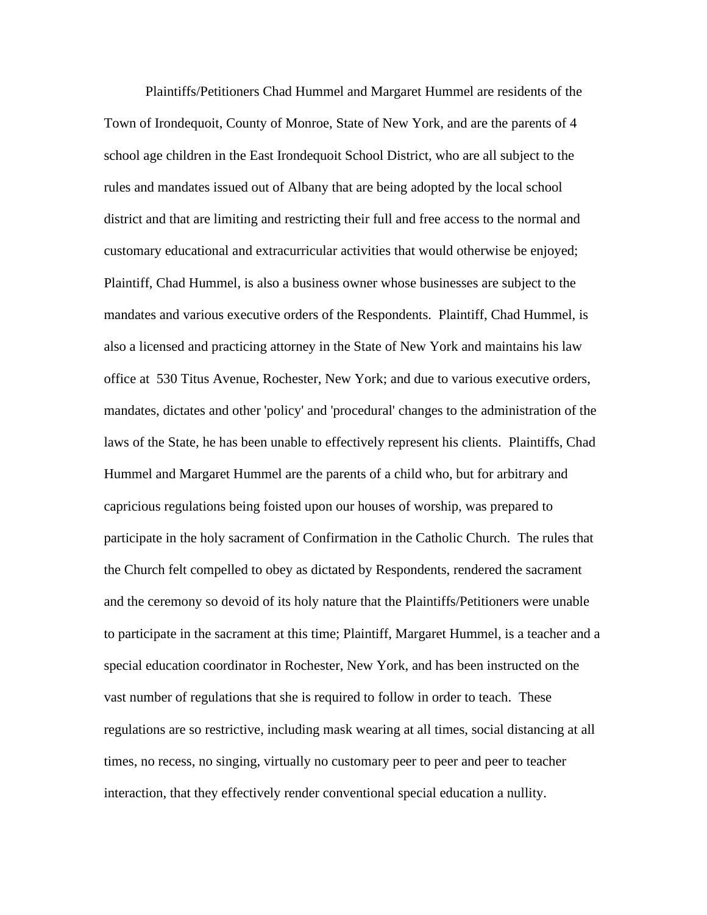Plaintiffs/Petitioners Chad Hummel and Margaret Hummel are residents of the Town of Irondequoit, County of Monroe, State of New York, and are the parents of 4 school age children in the East Irondequoit School District, who are all subject to the rules and mandates issued out of Albany that are being adopted by the local school district and that are limiting and restricting their full and free access to the normal and customary educational and extracurricular activities that would otherwise be enjoyed; Plaintiff, Chad Hummel, is also a business owner whose businesses are subject to the mandates and various executive orders of the Respondents. Plaintiff, Chad Hummel, is also a licensed and practicing attorney in the State of New York and maintains his law office at 530 Titus Avenue, Rochester, New York; and due to various executive orders, mandates, dictates and other 'policy' and 'procedural' changes to the administration of the laws of the State, he has been unable to effectively represent his clients. Plaintiffs, Chad Hummel and Margaret Hummel are the parents of a child who, but for arbitrary and capricious regulations being foisted upon our houses of worship, was prepared to participate in the holy sacrament of Confirmation in the Catholic Church. The rules that the Church felt compelled to obey as dictated by Respondents, rendered the sacrament and the ceremony so devoid of its holy nature that the Plaintiffs/Petitioners were unable to participate in the sacrament at this time; Plaintiff, Margaret Hummel, is a teacher and a special education coordinator in Rochester, New York, and has been instructed on the vast number of regulations that she is required to follow in order to teach. These regulations are so restrictive, including mask wearing at all times, social distancing at all times, no recess, no singing, virtually no customary peer to peer and peer to teacher interaction, that they effectively render conventional special education a nullity.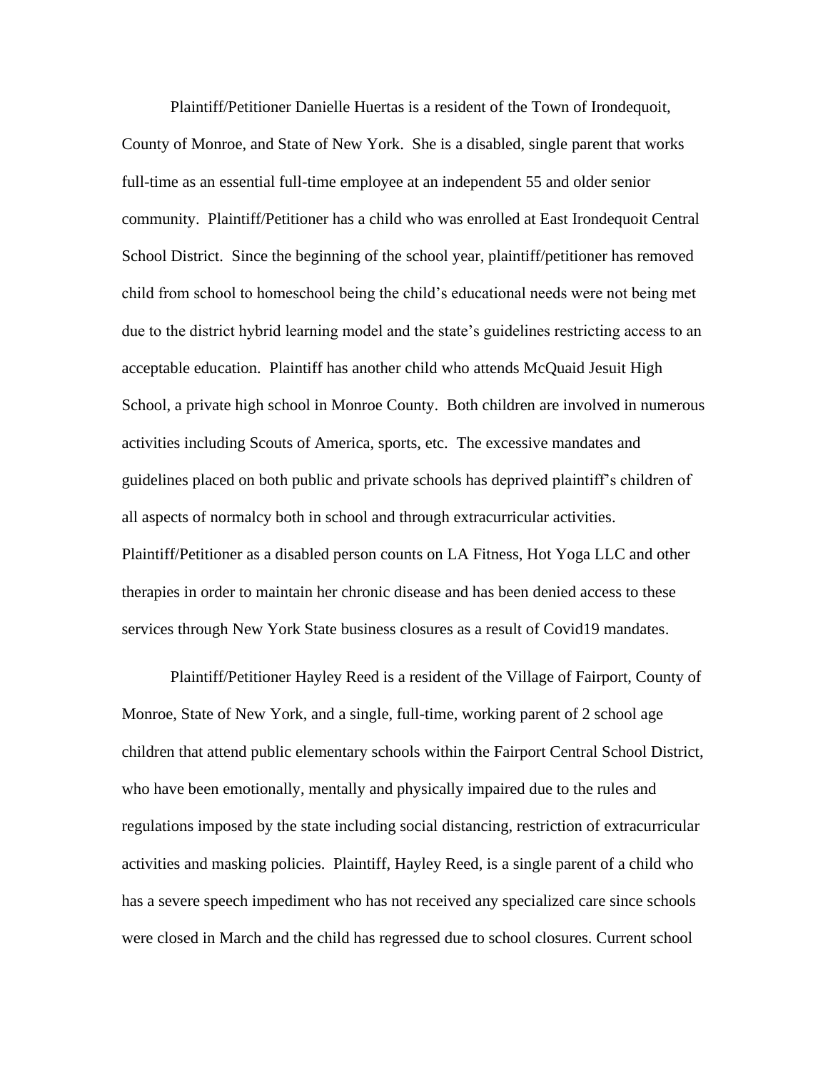Plaintiff/Petitioner Danielle Huertas is a resident of the Town of Irondequoit, County of Monroe, and State of New York. She is a disabled, single parent that works full-time as an essential full-time employee at an independent 55 and older senior community. Plaintiff/Petitioner has a child who was enrolled at East Irondequoit Central School District. Since the beginning of the school year, plaintiff/petitioner has removed child from school to homeschool being the child's educational needs were not being met due to the district hybrid learning model and the state's guidelines restricting access to an acceptable education. Plaintiff has another child who attends McQuaid Jesuit High School, a private high school in Monroe County. Both children are involved in numerous activities including Scouts of America, sports, etc. The excessive mandates and guidelines placed on both public and private schools has deprived plaintiff's children of all aspects of normalcy both in school and through extracurricular activities. Plaintiff/Petitioner as a disabled person counts on LA Fitness, Hot Yoga LLC and other therapies in order to maintain her chronic disease and has been denied access to these services through New York State business closures as a result of Covid19 mandates.

Plaintiff/Petitioner Hayley Reed is a resident of the Village of Fairport, County of Monroe, State of New York, and a single, full-time, working parent of 2 school age children that attend public elementary schools within the Fairport Central School District, who have been emotionally, mentally and physically impaired due to the rules and regulations imposed by the state including social distancing, restriction of extracurricular activities and masking policies. Plaintiff, Hayley Reed, is a single parent of a child who has a severe speech impediment who has not received any specialized care since schools were closed in March and the child has regressed due to school closures. Current school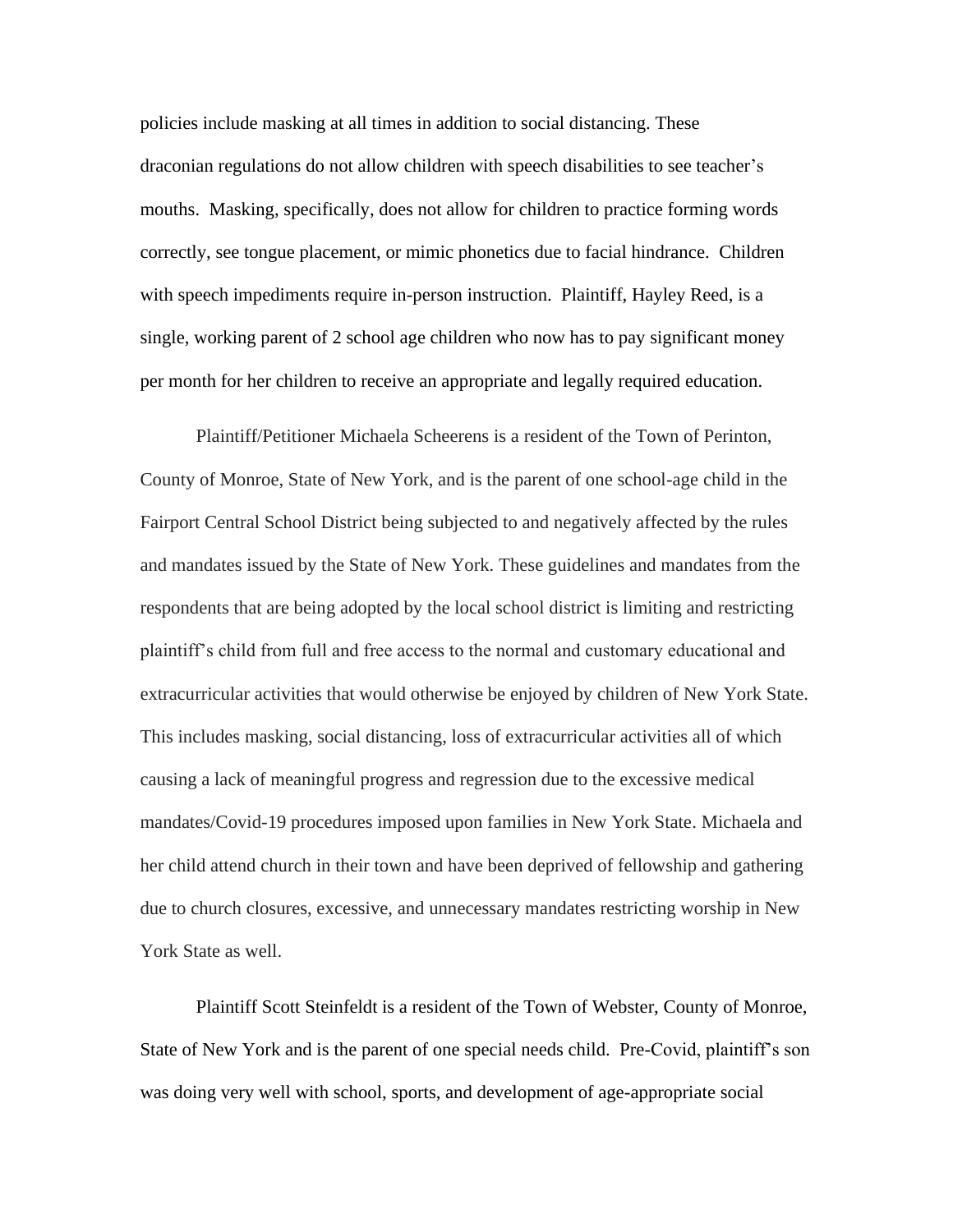policies include masking at all times in addition to social distancing. These draconian regulations do not allow children with speech disabilities to see teacher's mouths. Masking, specifically, does not allow for children to practice forming words correctly, see tongue placement, or mimic phonetics due to facial hindrance. Children with speech impediments require in-person instruction. Plaintiff, Hayley Reed, is a single, working parent of 2 school age children who now has to pay significant money per month for her children to receive an appropriate and legally required education.

Plaintiff/Petitioner Michaela Scheerens is a resident of the Town of Perinton, County of Monroe, State of New York, and is the parent of one school-age child in the Fairport Central School District being subjected to and negatively affected by the rules and mandates issued by the State of New York. These guidelines and mandates from the respondents that are being adopted by the local school district is limiting and restricting plaintiff's child from full and free access to the normal and customary educational and extracurricular activities that would otherwise be enjoyed by children of New York State. This includes masking, social distancing, loss of extracurricular activities all of which causing a lack of meaningful progress and regression due to the excessive medical mandates/Covid-19 procedures imposed upon families in New York State. Michaela and her child attend church in their town and have been deprived of fellowship and gathering due to church closures, excessive, and unnecessary mandates restricting worship in New York State as well.

Plaintiff Scott Steinfeldt is a resident of the Town of Webster, County of Monroe, State of New York and is the parent of one special needs child. Pre-Covid, plaintiff's son was doing very well with school, sports, and development of age-appropriate social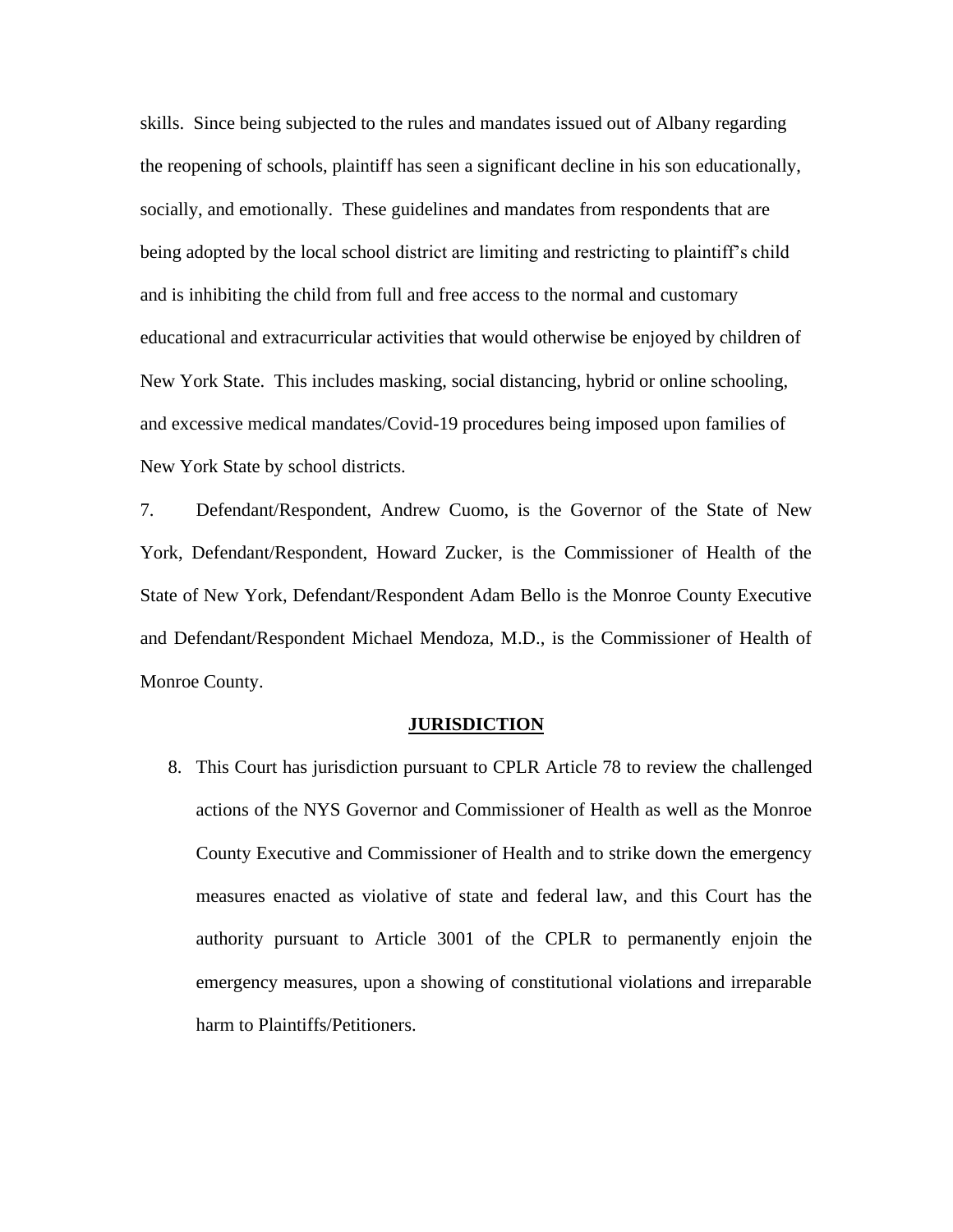skills. Since being subjected to the rules and mandates issued out of Albany regarding the reopening of schools, plaintiff has seen a significant decline in his son educationally, socially, and emotionally. These guidelines and mandates from respondents that are being adopted by the local school district are limiting and restricting to plaintiff's child and is inhibiting the child from full and free access to the normal and customary educational and extracurricular activities that would otherwise be enjoyed by children of New York State. This includes masking, social distancing, hybrid or online schooling, and excessive medical mandates/Covid-19 procedures being imposed upon families of New York State by school districts.

7. Defendant/Respondent, Andrew Cuomo, is the Governor of the State of New York, Defendant/Respondent, Howard Zucker, is the Commissioner of Health of the State of New York, Defendant/Respondent Adam Bello is the Monroe County Executive and Defendant/Respondent Michael Mendoza, M.D., is the Commissioner of Health of Monroe County.

**JURISDICTION**

8. This Court has jurisdiction pursuant to CPLR Article 78 to review the challenged actions of the NYS Governor and Commissioner of Health as well as the Monroe County Executive and Commissioner of Health and to strike down the emergency measures enacted as violative of state and federal law, and this Court has the authority pursuant to Article 3001 of the CPLR to permanently enjoin the emergency measures, upon a showing of constitutional violations and irreparable harm to Plaintiffs/Petitioners.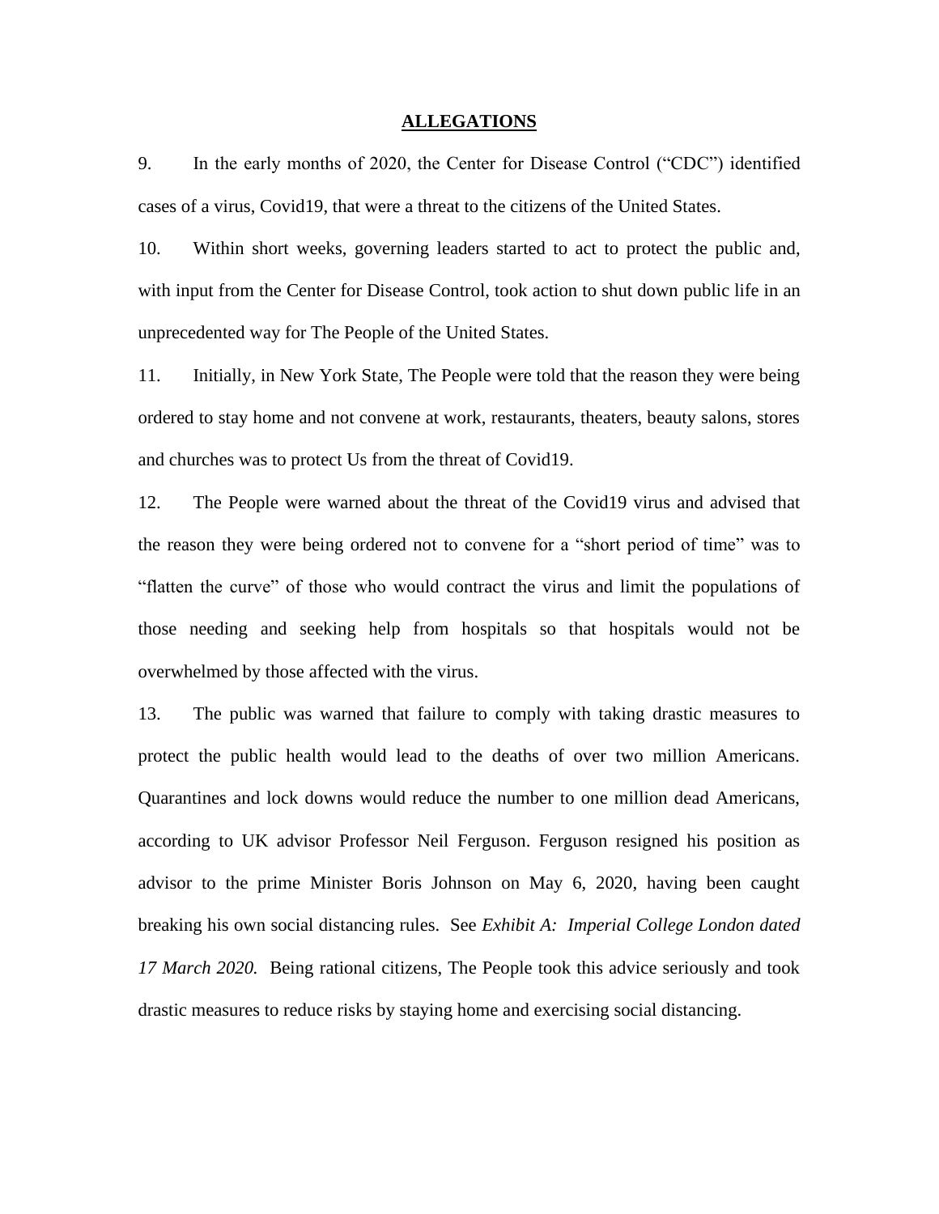## ALLEGATIONS

9. In the early months of 2020, the Center for Disease Control ("CDC") identified cases of a virus, Covid19, that were a threat to the citizens of the United States.

10. Within short weeks, governing leaders started to act to protect the public and, with input from the Center for Disease Control, took action to shut down public life in an unprecedented way for The People of the United States.

11. Initially, in New York State, The People were told that the reason they were being ordered to stay home and not convene at work, restaurants, theaters, beauty salons, stores and churches was to protect Us from the threat of Covid19.

12. The People were warned about the threat of the Covid19 virus and advised that the reason they were being ordered not to convene for a "short period of time" was to "flatten the curve" of those who would contract the virus and limit the populations of those needing and seeking help from hospitals so that hospitals would not be overwhelmed by those affected with the virus.

13. The public was warned that failure to comply with taking drastic measures to protect the public health would lead to the deaths of over two million Americans. Quarantines and lock downs would reduce the number to one million dead Americans, according to UK advisor Professor Neil Ferguson. Ferguson resigned his position as advisor to the prime Minister Boris Johnson on May 6, 2020, having been caught breaking his own social distancing rules. See *Exhibit A: Imperial College London dated 17 March 2020.* Being rational citizens, The People took this advice seriously and took drastic measures to reduce risks by staying home and exercising social distancing.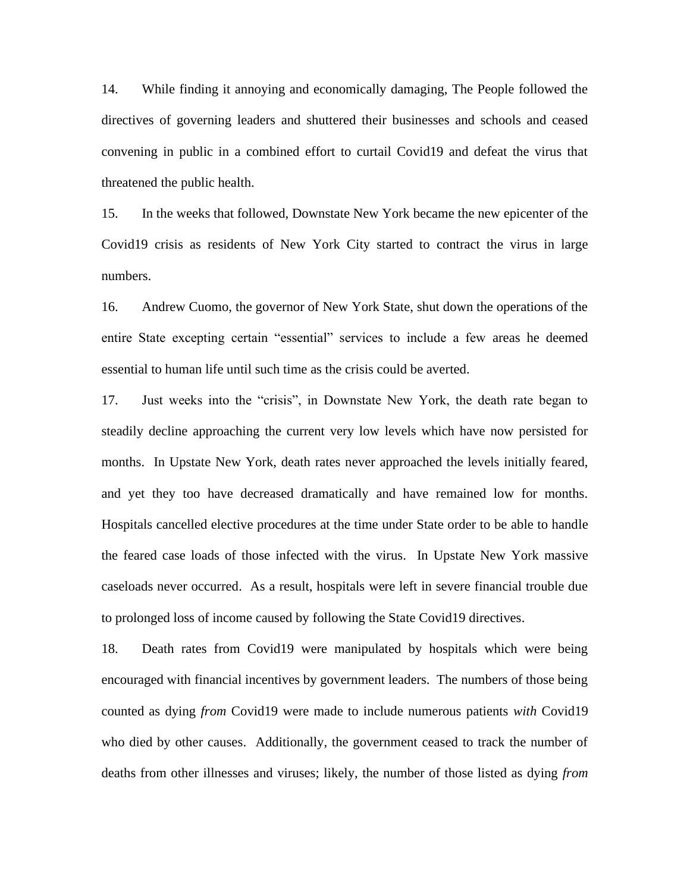14. While finding it annoying and economically damaging, The People followed the directives of governing leaders and shuttered their businesses and schools and ceased convening in public in a combined effort to curtail Covid19 and defeat the virus that threatened the public health.

15. In the weeks that followed, Downstate New York became the new epicenter of the Covid19 crisis as residents of New York City started to contract the virus in large numbers.

16. Andrew Cuomo, the governor of New York State, shut down the operations of the entire State excepting certain "essential" services to include a few areas he deemed essential to human life until such time as the crisis could be averted.

17. Just weeks into the "crisis", in Downstate New York, the death rate began to steadily decline approaching the current very low levels which have now persisted for months. In Upstate New York, death rates never approached the levels initially feared, and yet they too have decreased dramatically and have remained low for months. Hospitals cancelled elective procedures at the time under State order to be able to handle the feared case loads of those infected with the virus. In Upstate New York massive caseloads never occurred. As a result, hospitals were left in severe financial trouble due to prolonged loss of income caused by following the State Covid19 directives.

18. Death rates from Covid19 were manipulated by hospitals which were being encouraged with financial incentives by government leaders. The numbers of those being counted as dying *from* Covid19 were made to include numerous patients *with* Covid19 who died by other causes. Additionally, the government ceased to track the number of deaths from other illnesses and viruses; likely, the number of those listed as dying *from*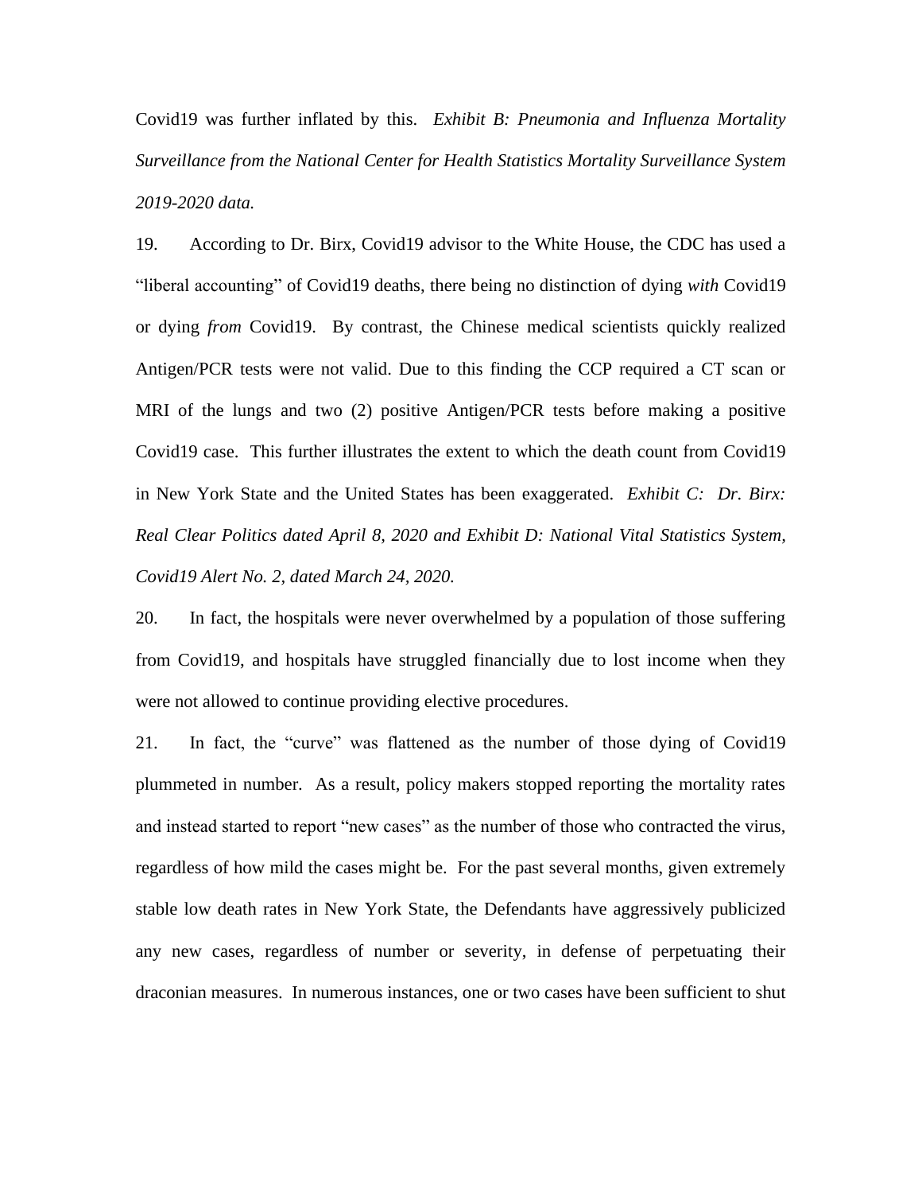Covid19 was further inflated by this. *Exhibit B: Pneumonia and Influenza Mortality Surveillance from the National Center for Health Statistics Mortality Surveillance System 2019-2020 data.*

19. According to Dr. Birx, Covid19 advisor to the White House, the CDC has used a "liberal accounting" of Covid19 deaths, there being no distinction of dying *with* Covid19 or dying *from* Covid19. By contrast, the Chinese medical scientists quickly realized Antigen/PCR tests were not valid. Due to this finding the CCP required a CT scan or MRI of the lungs and two (2) positive Antigen/PCR tests before making a positive Covid19 case. This further illustrates the extent to which the death count from Covid19 in New York State and the United States has been exaggerated. *Exhibit C: Dr. Birx: Real Clear Politics dated April 8, 2020 and Exhibit D: National Vital Statistics System, Covid19 Alert No. 2, dated March 24, 2020.*

20. In fact, the hospitals were never overwhelmed by a population of those suffering from Covid19, and hospitals have struggled financially due to lost income when they were not allowed to continue providing elective procedures.

21. In fact, the "curve" was flattened as the number of those dying of Covid19 plummeted in number. As a result, policy makers stopped reporting the mortality rates and instead started to report "new cases" as the number of those who contracted the virus, regardless of how mild the cases might be. For the past several months, given extremely stable low death rates in New York State, the Defendants have aggressively publicized any new cases, regardless of number or severity, in defense of perpetuating their draconian measures. In numerous instances, one or two cases have been sufficient to shut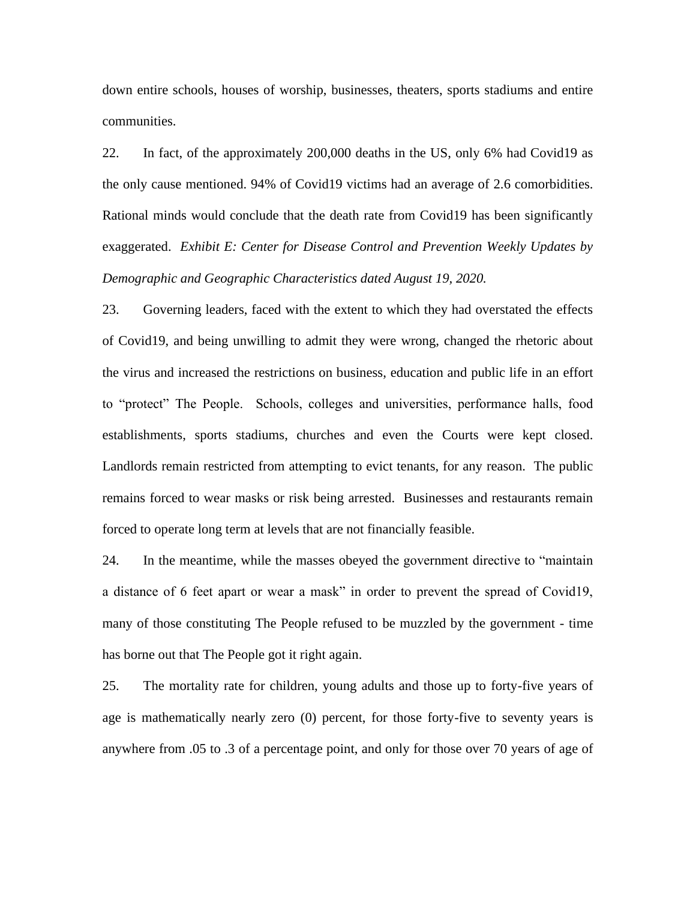down entire schools, houses of worship, businesses, theaters, sports stadiums and entire communities.

22. In fact, of the approximately 200,000 deaths in the US, only 6% had Covid19 as the only cause mentioned. 94% of Covid19 victims had an average of 2.6 comorbidities. Rational minds would conclude that the death rate from Covid19 has been significantly exaggerated. *Exhibit E: Center for Disease Control and Prevention Weekly Updates by Demographic and Geographic Characteristics dated August 19, 2020.*

23. Governing leaders, faced with the extent to which they had overstated the effects of Covid19, and being unwilling to admit they were wrong, changed the rhetoric about the virus and increased the restrictions on business, education and public life in an effort to "protect" The People. Schools, colleges and universities, performance halls, food establishments, sports stadiums, churches and even the Courts were kept closed. Landlords remain restricted from attempting to evict tenants, for any reason. The public remains forced to wear masks or risk being arrested. Businesses and restaurants remain forced to operate long term at levels that are not financially feasible.

24. In the meantime, while the masses obeyed the government directive to "maintain a distance of 6 feet apart or wear a mask" in order to prevent the spread of Covid19, many of those constituting The People refused to be muzzled by the government - time has borne out that The People got it right again.

25. The mortality rate for children, young adults and those up to forty-five years of age is mathematically nearly zero (0) percent, for those forty-five to seventy years is anywhere from .05 to .3 of a percentage point, and only for those over 70 years of age of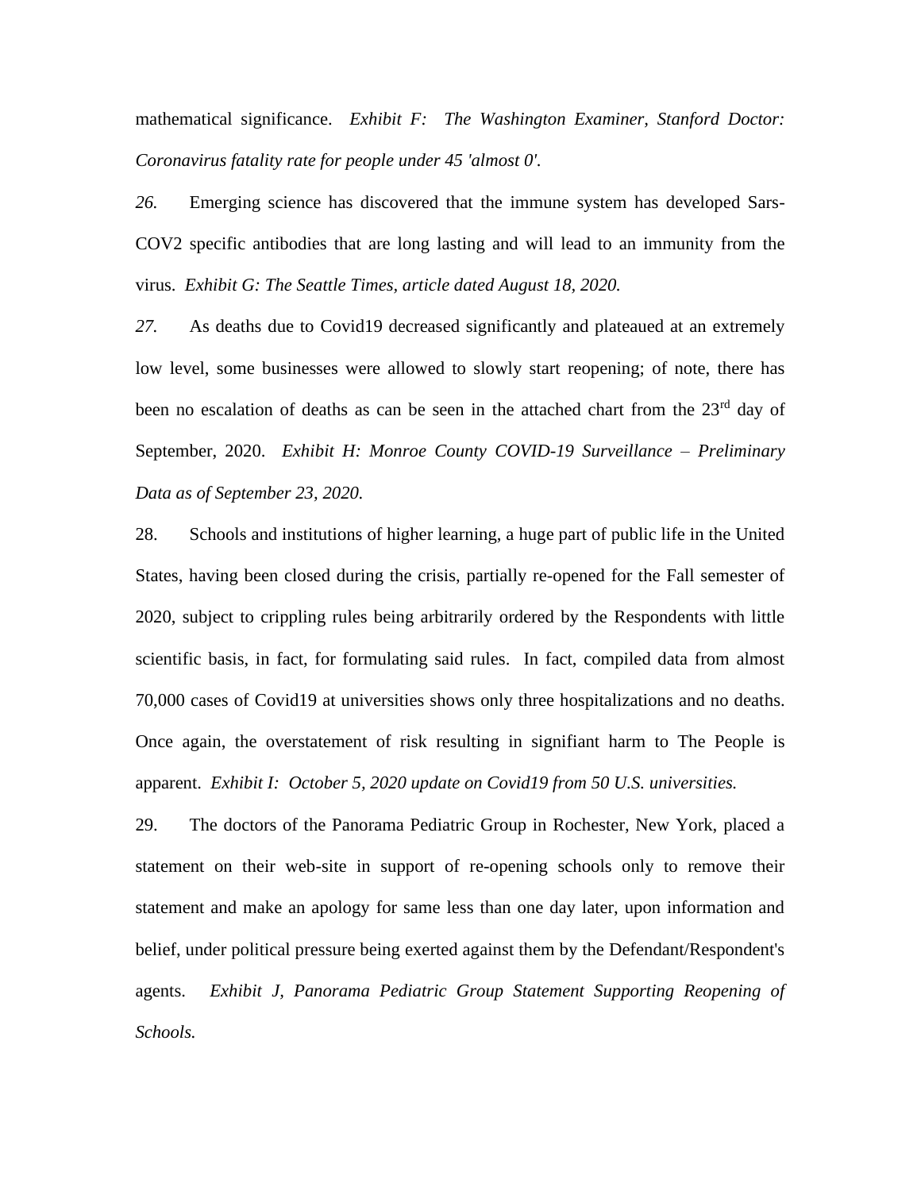mathematical significance. *Exhibit F: The Washington Examiner, Stanford Doctor: Coronavirus fatality rate for people under 45 'almost 0'.*

*26.* Emerging science has discovered that the immune system has developed Sars-COV2 specific antibodies that are long lasting and will lead to an immunity from the virus. *Exhibit G: The Seattle Times, article dated August 18, 2020.*

*27.* As deaths due to Covid19 decreased significantly and plateaued at an extremely low level, some businesses were allowed to slowly start reopening; of note, there has been no escalation of deaths as can be seen in the attached chart from the 23rd day of September, 2020. *Exhibit H: Monroe County COVID-19 Surveillance – Preliminary Data as of September 23, 2020.*

28. Schools and institutions of higher learning, a huge part of public life in the United States, having been closed during the crisis, partially re-opened for the Fall semester of 2020, subject to crippling rules being arbitrarily ordered by the Respondents with little scientific basis, in fact, for formulating said rules. In fact, compiled data from almost 70,000 cases of Covid19 at universities shows only three hospitalizations and no deaths. Once again, the overstatement of risk resulting in signifiant harm to The People is apparent. *Exhibit I: October 5, 2020 update on Covid19 from 50 U.S. universities.*

29. The doctors of the Panorama Pediatric Group in Rochester, New York, placed a statement on their web-site in support of re-opening schools only to remove their statement and make an apology for same less than one day later, upon information and belief, under political pressure being exerted against them by the Defendant/Respondent's agents. *Exhibit J, Panorama Pediatric Group Statement Supporting Reopening of Schools.*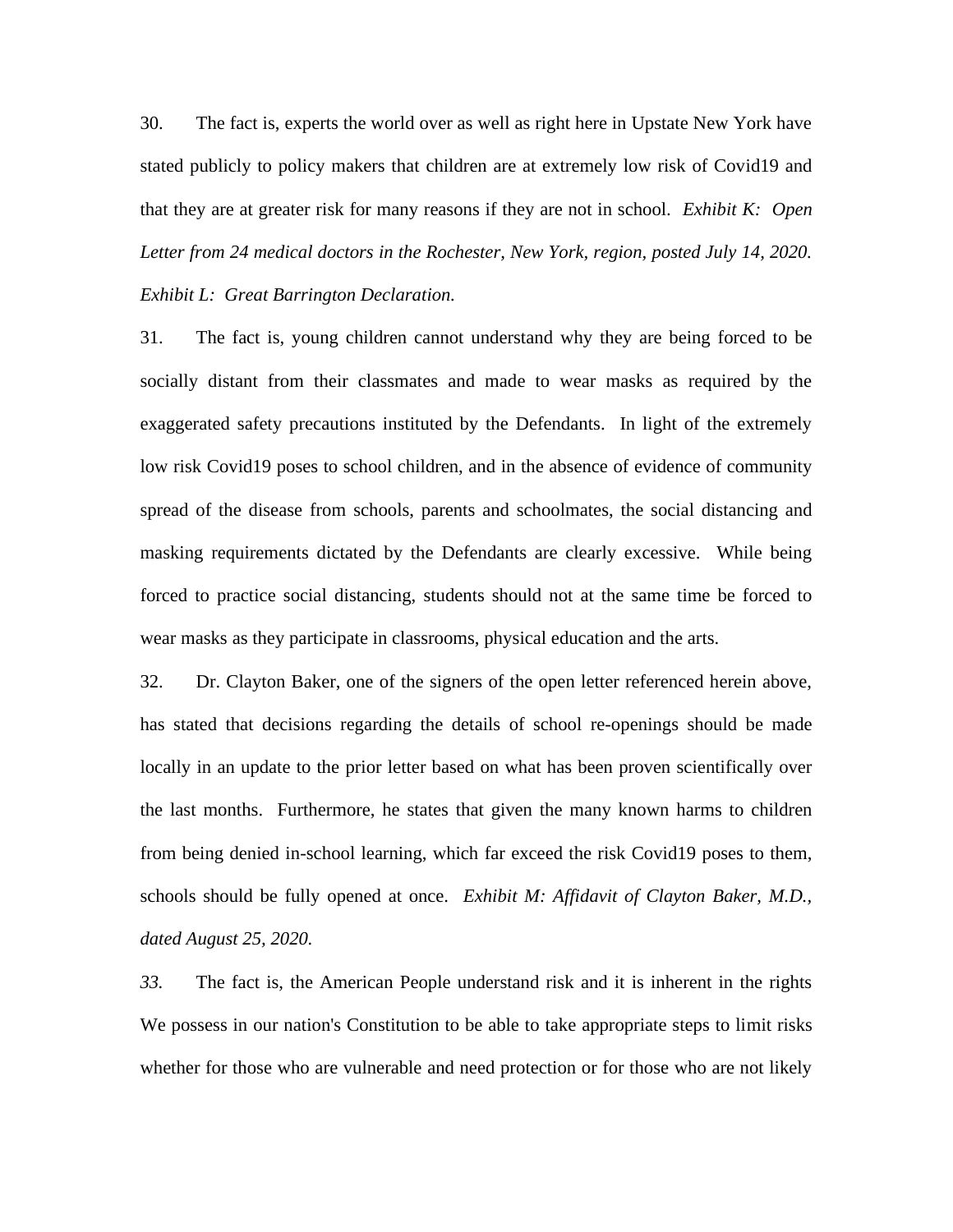30. The fact is, experts the world over as well as right here in Upstate New York have stated publicly to policy makers that children are at extremely low risk of Covid19 and that they are at greater risk for many reasons if they are not in school. *Exhibit K: Open Letter from 24 medical doctors in the Rochester, New York, region, posted July 14, 2020. Exhibit L: Great Barrington Declaration.*

31. The fact is, young children cannot understand why they are being forced to be socially distant from their classmates and made to wear masks as required by the exaggerated safety precautions instituted by the Defendants. In light of the extremely low risk Covid19 poses to school children, and in the absence of evidence of community spread of the disease from schools, parents and schoolmates, the social distancing and masking requirements dictated by the Defendants are clearly excessive. While being forced to practice social distancing, students should not at the same time be forced to wear masks as they participate in classrooms, physical education and the arts.

32. Dr. Clayton Baker, one of the signers of the open letter referenced herein above, has stated that decisions regarding the details of school re-openings should be made locally in an update to the prior letter based on what has been proven scientifically over the last months. Furthermore, he states that given the many known harms to children from being denied in-school learning, which far exceed the risk Covid19 poses to them, schools should be fully opened at once. *Exhibit M: Affidavit of Clayton Baker, M.D., dated August 25, 2020.*

*33.* The fact is, the American People understand risk and it is inherent in the rights We possess in our nation's Constitution to be able to take appropriate steps to limit risks whether for those who are vulnerable and need protection or for those who are not likely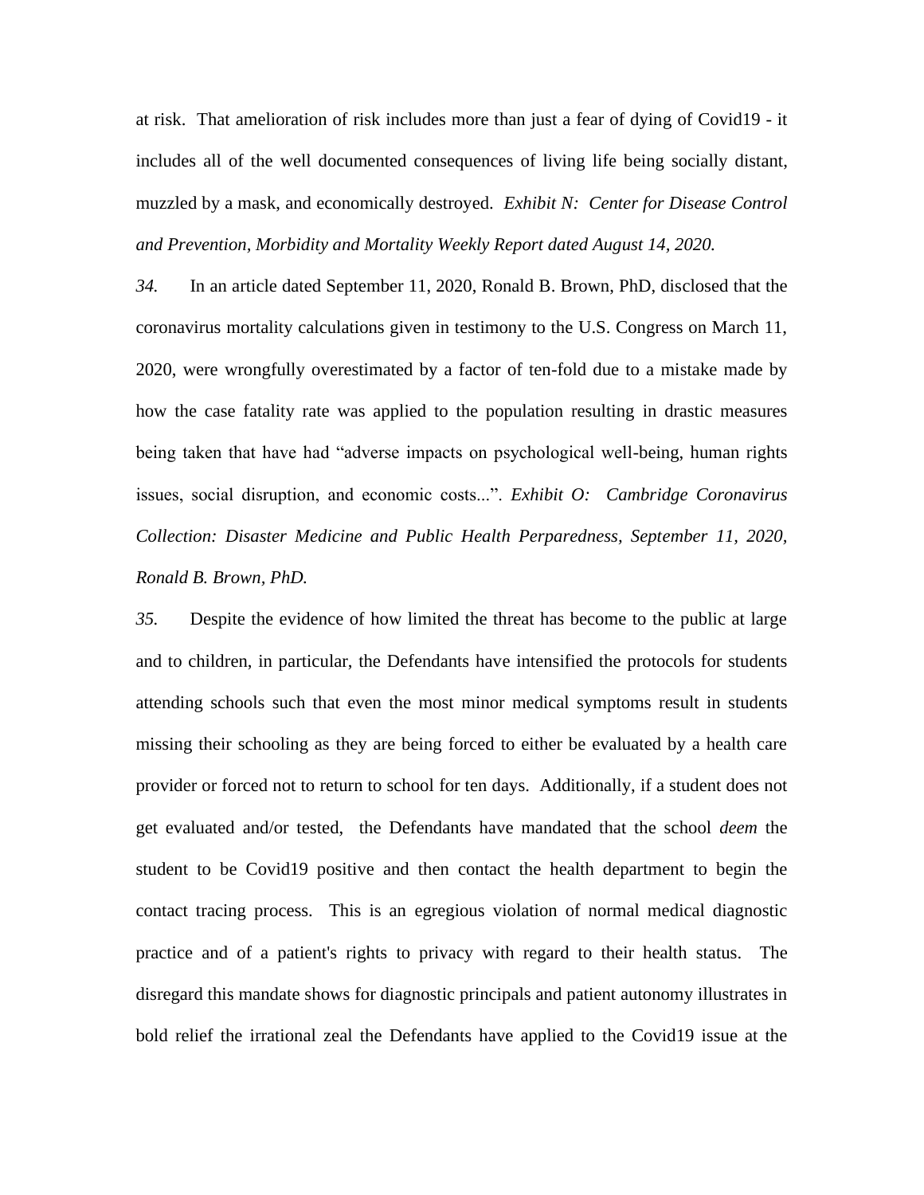at risk. That amelioration of risk includes more than just a fear of dying of Covid19 - it includes all of the well documented consequences of living life being socially distant, muzzled by a mask, and economically destroyed. *Exhibit N: Center for Disease Control and Prevention, Morbidity and Mortality Weekly Report dated August 14, 2020.*

*34.* In an article dated September 11, 2020, Ronald B. Brown, PhD, disclosed that the coronavirus mortality calculations given in testimony to the U.S. Congress on March 11, 2020, were wrongfully overestimated by a factor of ten-fold due to a mistake made by how the case fatality rate was applied to the population resulting in drastic measures being taken that have had "adverse impacts on psychological well-being, human rights issues, social disruption, and economic costs...". *Exhibit O: Cambridge Coronavirus Collection: Disaster Medicine and Public Health Perparedness, September 11, 2020, Ronald B. Brown, PhD.*

*35.* Despite the evidence of how limited the threat has become to the public at large and to children, in particular, the Defendants have intensified the protocols for students attending schools such that even the most minor medical symptoms result in students missing their schooling as they are being forced to either be evaluated by a health care provider or forced not to return to school for ten days. Additionally, if a student does not get evaluated and/or tested, the Defendants have mandated that the school *deem* the student to be Covid19 positive and then contact the health department to begin the contact tracing process. This is an egregious violation of normal medical diagnostic practice and of a patient's rights to privacy with regard to their health status. The disregard this mandate shows for diagnostic principals and patient autonomy illustrates in bold relief the irrational zeal the Defendants have applied to the Covid19 issue at the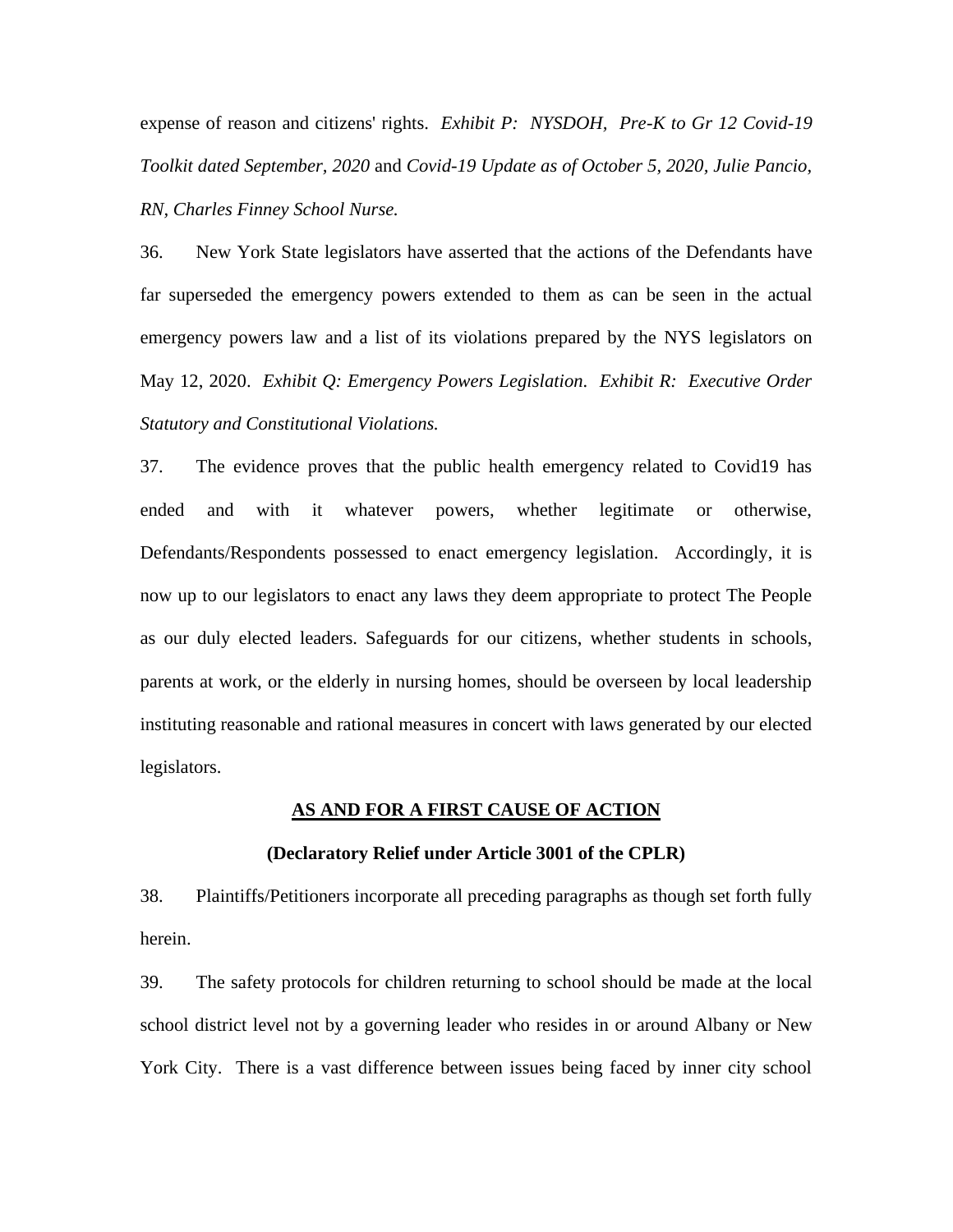expense of reason and citizens' rights. *Exhibit P: NYSDOH, Pre-K to Gr 12 Covid-19 Toolkit dated September, 2020* and *Covid-19 Update as of October 5, 2020, Julie Pancio, RN, Charles Finney School Nurse.*

36. New York State legislators have asserted that the actions of the Defendants have far superseded the emergency powers extended to them as can be seen in the actual emergency powers law and a list of its violations prepared by the NYS legislators on May 12, 2020. *Exhibit Q: Emergency Powers Legislation. Exhibit R: Executive Order Statutory and Constitutional Violations.*

37. The evidence proves that the public health emergency related to Covid19 has ended and with it whatever powers, whether legitimate or otherwise, Defendants/Respondents possessed to enact emergency legislation. Accordingly, it is now up to our legislators to enact any laws they deem appropriate to protect The People as our duly elected leaders. Safeguards for our citizens, whether students in schools, parents at work, or the elderly in nursing homes, should be overseen by local leadership instituting reasonable and rational measures in concert with laws generated by our elected legislators.

**AS AND FOR A FIRST CAUSE OF ACTION**

**(Declaratory Relief under Article 3001 of the CPLR)**

38. Plaintiffs/Petitioners incorporate all preceding paragraphs as though set forth fully herein.

39. The safety protocols for children returning to school should be made at the local school district level not by a governing leader who resides in or around Albany or New York City. There is a vast difference between issues being faced by inner city school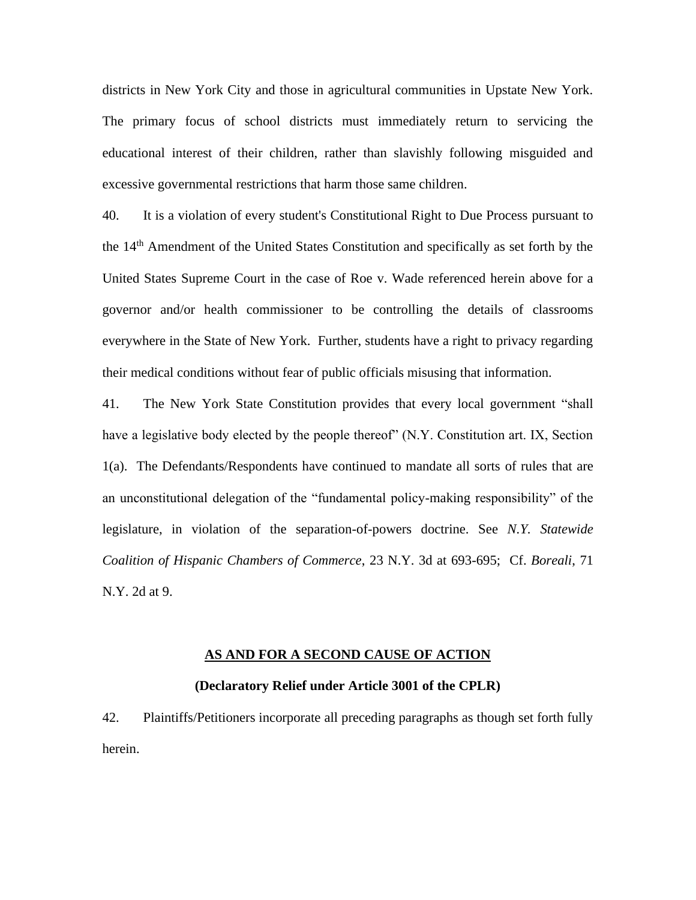districts in New York City and those in agricultural communities in Upstate New York. The primary focus of school districts must immediately return to servicing the educational interest of their children, rather than slavishly following misguided and excessive governmental restrictions that harm those same children.

40. It is a violation of every student's Constitutional Right to Due Process pursuant to the 14th Amendment of the United States Constitution and specifically as set forth by the United States Supreme Court in the case of Roe v. Wade referenced herein above for a governor and/or health commissioner to be controlling the details of classrooms everywhere in the State of New York. Further, students have a right to privacy regarding their medical conditions without fear of public officials misusing that information.

41. The New York State Constitution provides that every local government "shall have a legislative body elected by the people thereof" (N.Y. Constitution art. IX, Section 1(a). The Defendants/Respondents have continued to mandate all sorts of rules that are an unconstitutional delegation of the "fundamental policy-making responsibility" of the legislature, in violation of the separation-of-powers doctrine. See *N.Y. Statewide Coalition of Hispanic Chambers of Commerce*, 23 N.Y. 3d at 693-695; Cf. *Boreali*, 71 N.Y. 2d at 9.

**<u>AS AND FOR A SECOND CAUSE OF ACTION</u>**

**(Declaratory Relief under Article 3001 of the CPLR)**

42. Plaintiffs/Petitioners incorporate all preceding paragraphs as though set forth fully herein.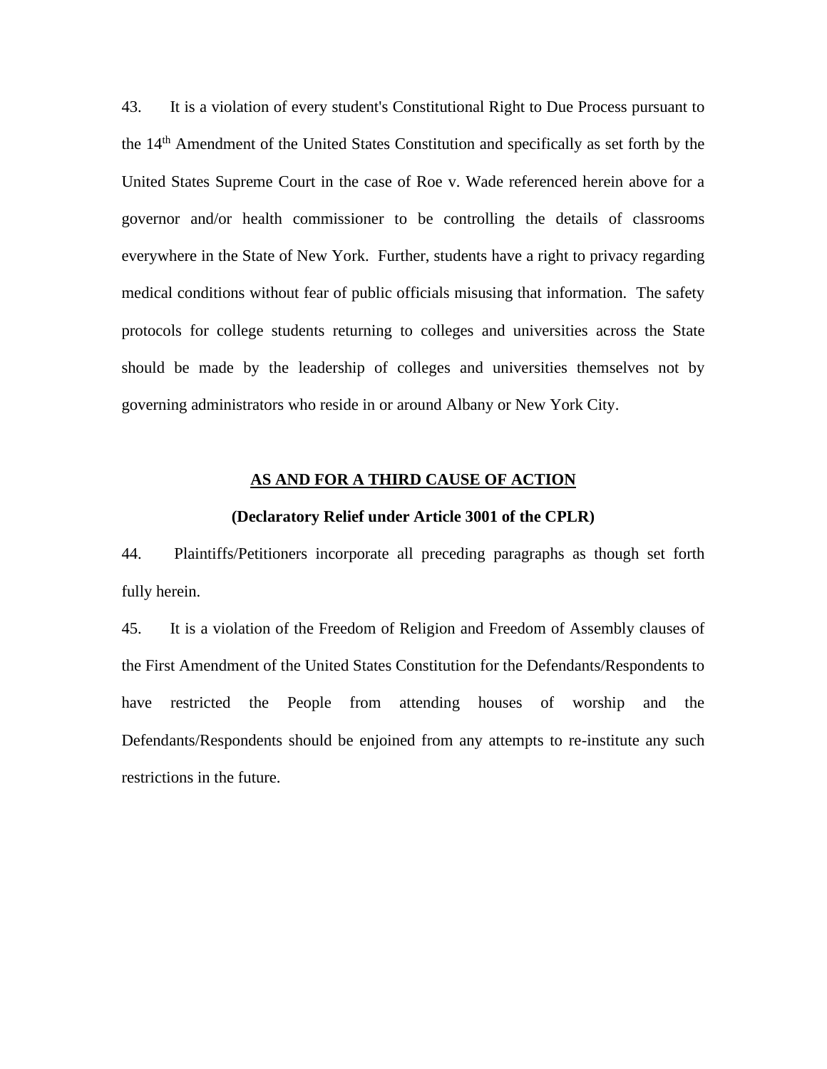43. It is a violation of every student's Constitutional Right to Due Process pursuant to the 14th Amendment of the United States Constitution and specifically as set forth by the United States Supreme Court in the case of Roe v. Wade referenced herein above for a governor and/or health commissioner to be controlling the details of classrooms everywhere in the State of New York. Further, students have a right to privacy regarding medical conditions without fear of public officials misusing that information. The safety protocols for college students returning to colleges and universities across the State should be made by the leadership of colleges and universities themselves not by governing administrators who reside in or around Albany or New York City.

<u>**AS AND FOR A THIRD CAUSE OF ACTION**</u>

**(Declaratory Relief under Article 3001 of the CPLR)**

44. Plaintiffs/Petitioners incorporate all preceding paragraphs as though set forth fully herein.

45. It is a violation of the Freedom of Religion and Freedom of Assembly clauses of the First Amendment of the United States Constitution for the Defendants/Respondents to have restricted the People from attending houses of worship and the Defendants/Respondents should be enjoined from any attempts to re-institute any such restrictions in the future.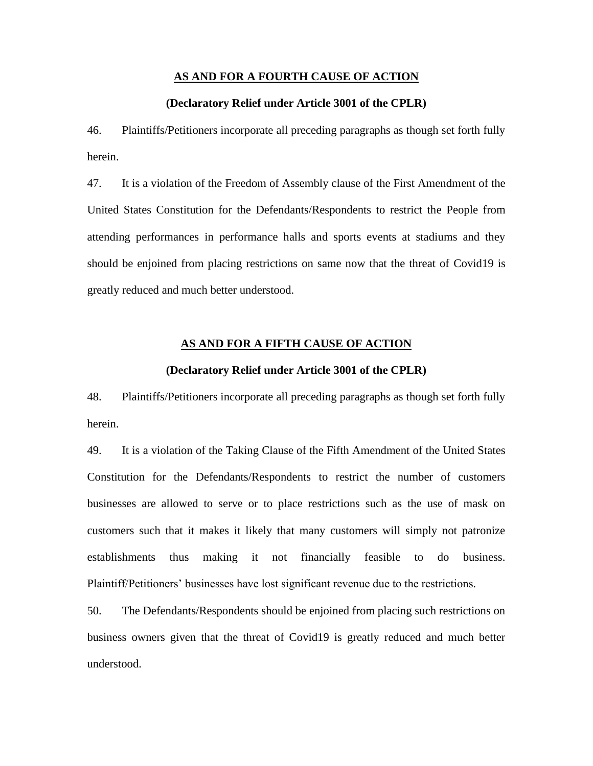**<u>AS AND FOR A FOURTH CAUSE OF ACTION</u>**

**(Declaratory Relief under Article 3001 of the CPLR)**

46. Plaintiffs/Petitioners incorporate all preceding paragraphs as though set forth fully herein.

47. It is a violation of the Freedom of Assembly clause of the First Amendment of the United States Constitution for the Defendants/Respondents to restrict the People from attending performances in performance halls and sports events at stadiums and they should be enjoined from placing restrictions on same now that the threat of Covid19 is greatly reduced and much better understood.

**<u>AS AND FOR A FIFTH CAUSE OF ACTION</u>**

**(Declaratory Relief under Article 3001 of the CPLR)**

48. Plaintiffs/Petitioners incorporate all preceding paragraphs as though set forth fully herein.

49. It is a violation of the Taking Clause of the Fifth Amendment of the United States Constitution for the Defendants/Respondents to restrict the number of customers businesses are allowed to serve or to place restrictions such as the use of mask on customers such that it makes it likely that many customers will simply not patronize establishments thus making it not financially feasible to do business. Plaintiff/Petitioners' businesses have lost significant revenue due to the restrictions.

50. The Defendants/Respondents should be enjoined from placing such restrictions on business owners given that the threat of Covid19 is greatly reduced and much better understood.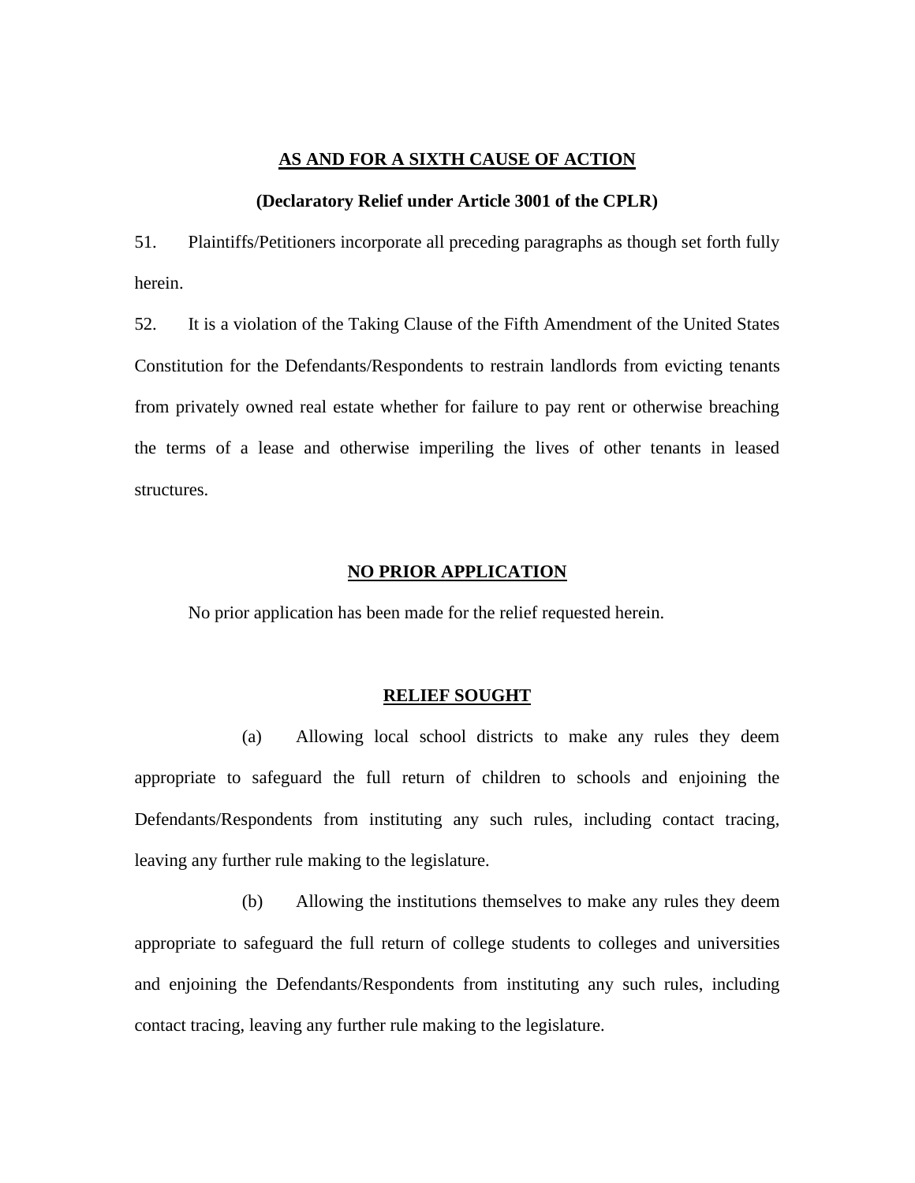**AS AND FOR A SIXTH CAUSE OF ACTION**

**(Declaratory Relief under Article 3001 of the CPLR)**

51. Plaintiffs/Petitioners incorporate all preceding paragraphs as though set forth fully herein.

52. It is a violation of the Taking Clause of the Fifth Amendment of the United States Constitution for the Defendants/Respondents to restrain landlords from evicting tenants from privately owned real estate whether for failure to pay rent or otherwise breaching the terms of a lease and otherwise imperiling the lives of other tenants in leased structures.

**NO PRIOR APPLICATION**

No prior application has been made for the relief requested herein.

**RELIEF SOUGHT**

(a) Allowing local school districts to make any rules they deem appropriate to safeguard the full return of children to schools and enjoining the Defendants/Respondents from instituting any such rules, including contact tracing, leaving any further rule making to the legislature.

(b) Allowing the institutions themselves to make any rules they deem appropriate to safeguard the full return of college students to colleges and universities and enjoining the Defendants/Respondents from instituting any such rules, including contact tracing, leaving any further rule making to the legislature.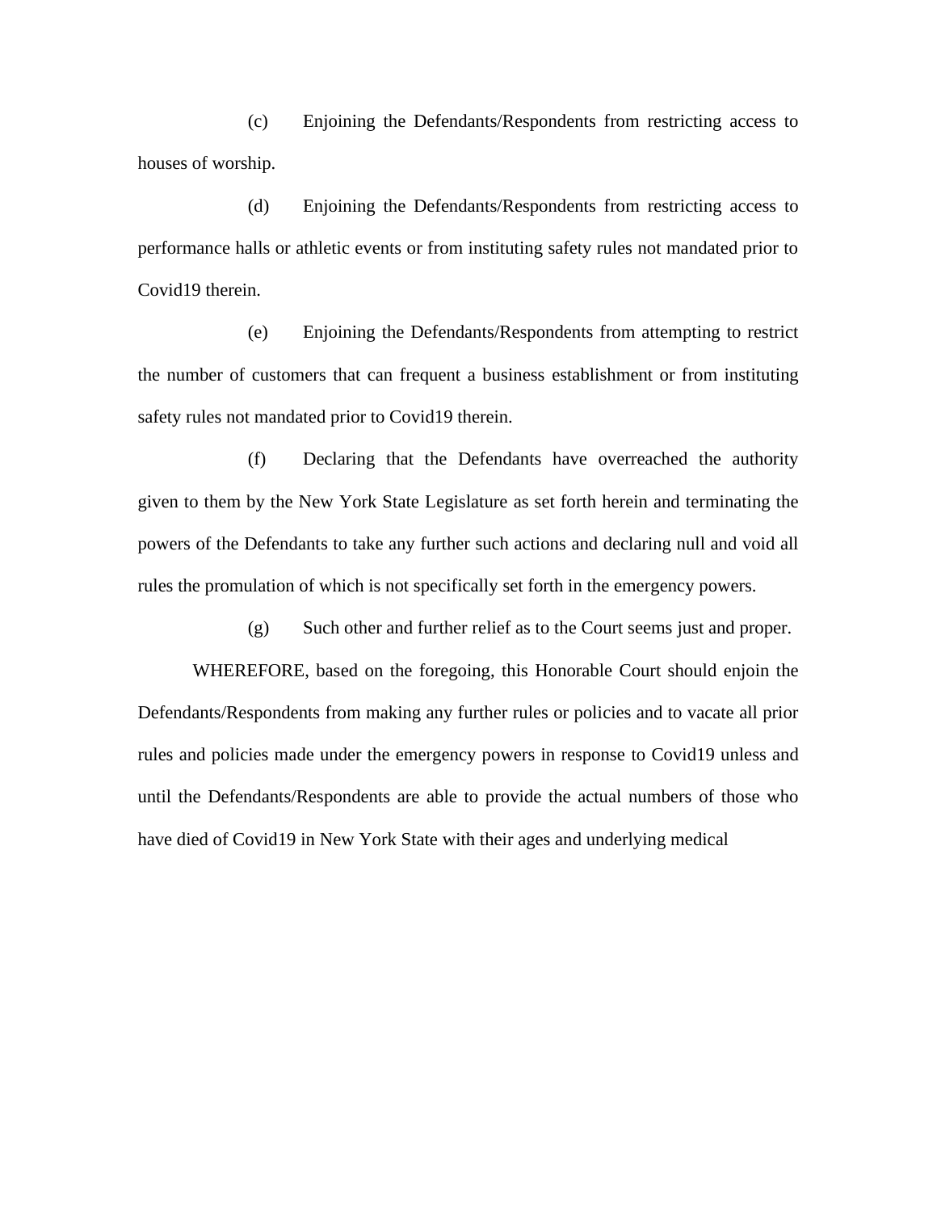(c) Enjoining the Defendants/Respondents from restricting access to houses of worship.

(d) Enjoining the Defendants/Respondents from restricting access to performance halls or athletic events or from instituting safety rules not mandated prior to Covid19 therein.

(e) Enjoining the Defendants/Respondents from attempting to restrict the number of customers that can frequent a business establishment or from instituting safety rules not mandated prior to Covid19 therein.

(f) Declaring that the Defendants have overreached the authority given to them by the New York State Legislature as set forth herein and terminating the powers of the Defendants to take any further such actions and declaring null and void all rules the promulation of which is not specifically set forth in the emergency powers.

(g) Such other and further relief as to the Court seems just and proper.

WHEREFORE, based on the foregoing, this Honorable Court should enjoin the Defendants/Respondents from making any further rules or policies and to vacate all prior rules and policies made under the emergency powers in response to Covid19 unless and until the Defendants/Respondents are able to provide the actual numbers of those who have died of Covid19 in New York State with their ages and underlying medical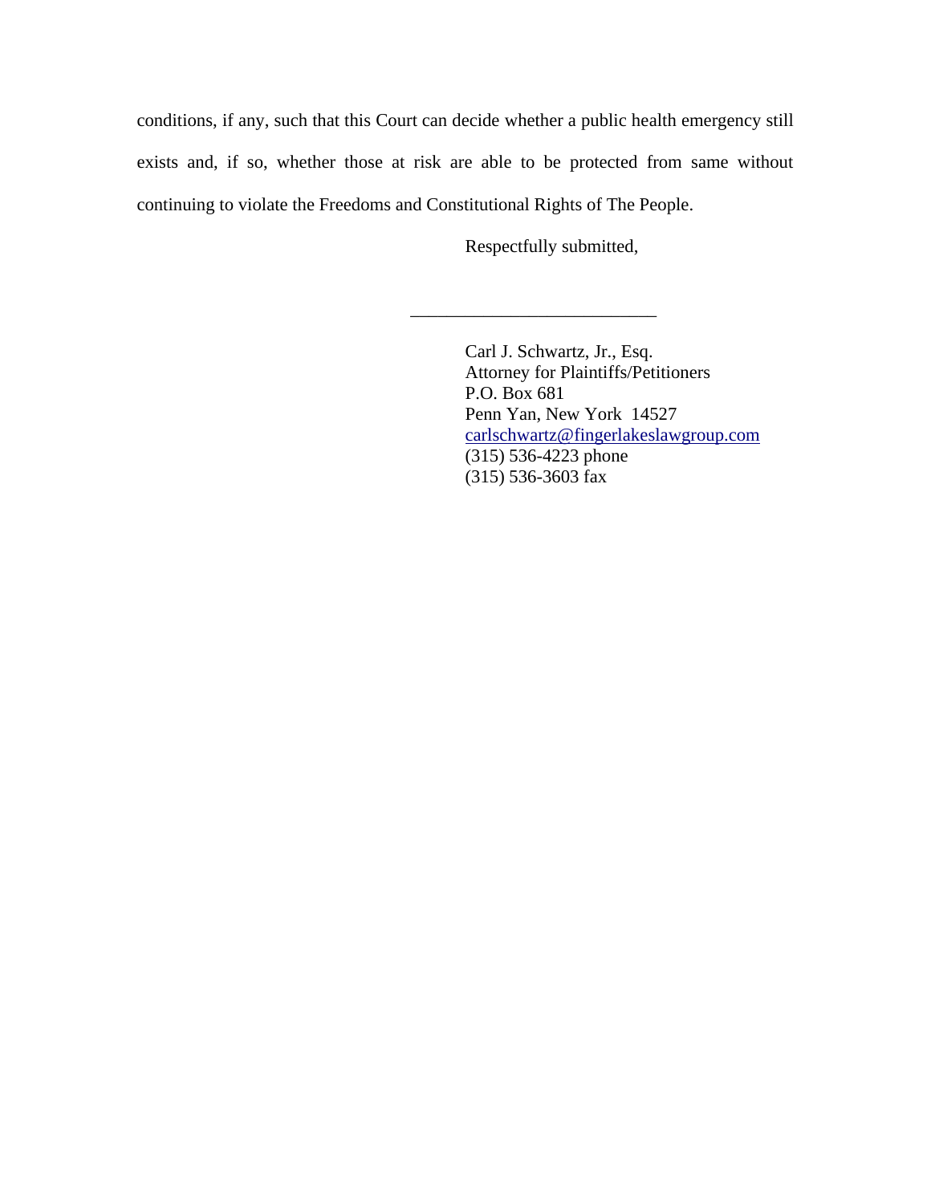conditions, if any, such that this Court can decide whether a public health emergency still exists and, if so, whether those at risk are able to be protected from same without continuing to violate the Freedoms and Constitutional Rights of The People.

Respectfully submitted,

\_\_\_\_\_\_\_\_\_\_\_\_\_\_\_\_\_\_\_\_\_\_\_\_\_\_\_\_

Carl J. Schwartz, Jr., Esq.
Attorney for Plaintiffs/Petitioners
P.O. Box 681
Penn Yan, New York 14527
carlschwartz@fingerlakeslawgroup.com
(315) 536-4223 phone
(315) 536-3603 fax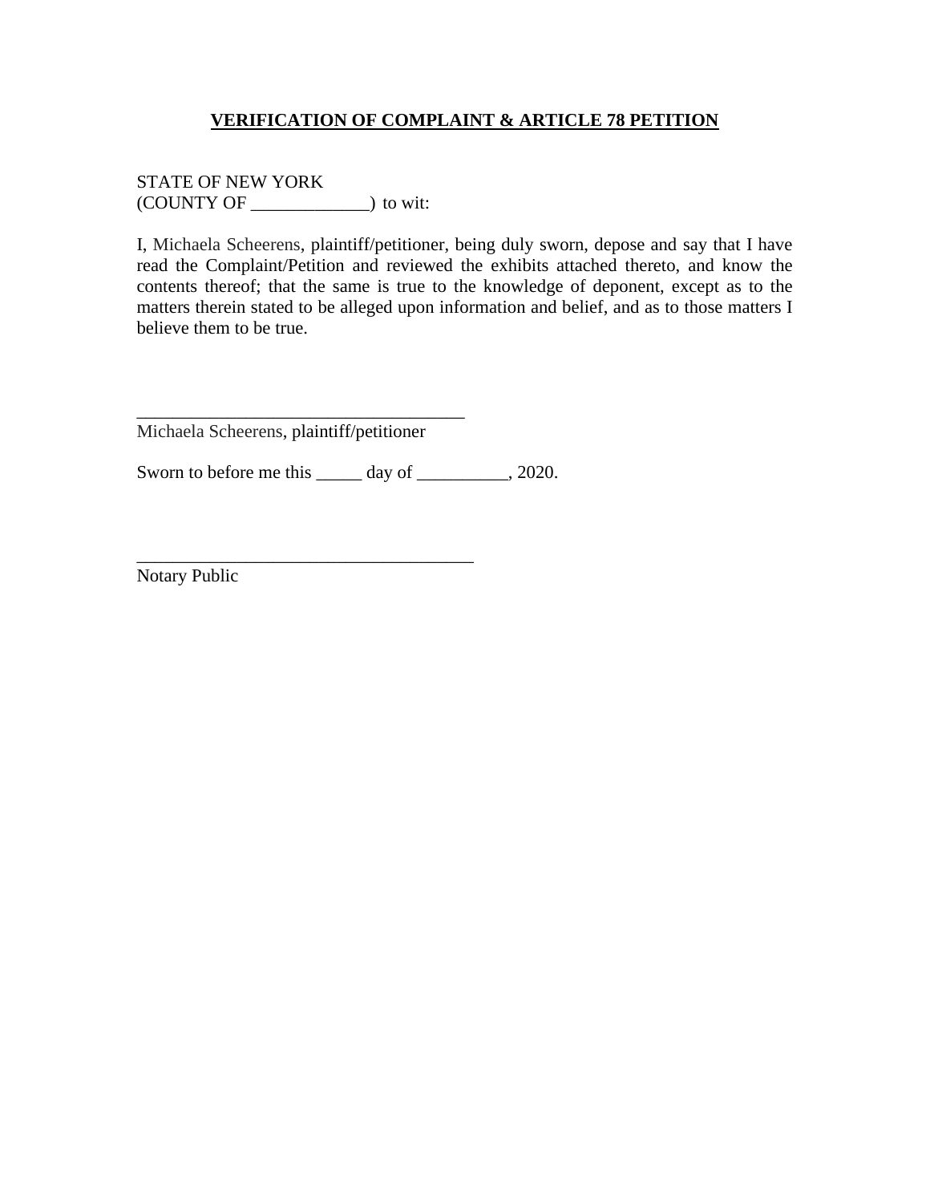**VERIFICATION OF COMPLAINT & ARTICLE 78 PETITION**

STATE OF NEW YORK
(COUNTY OF _____________) to wit:

I, Michaela Scheerens, plaintiff/petitioner, being duly sworn, depose and say that I have read the Complaint/Petition and reviewed the exhibits attached thereto, and know the contents thereof; that the same is true to the knowledge of deponent, except as to the matters therein stated to be alleged upon information and belief, and as to those matters I believe them to be true.

_____________________________________
Michaela Scheerens, plaintiff/petitioner

Sworn to before me this _____ day of __________, 2020.

_____________________________________
Notary Public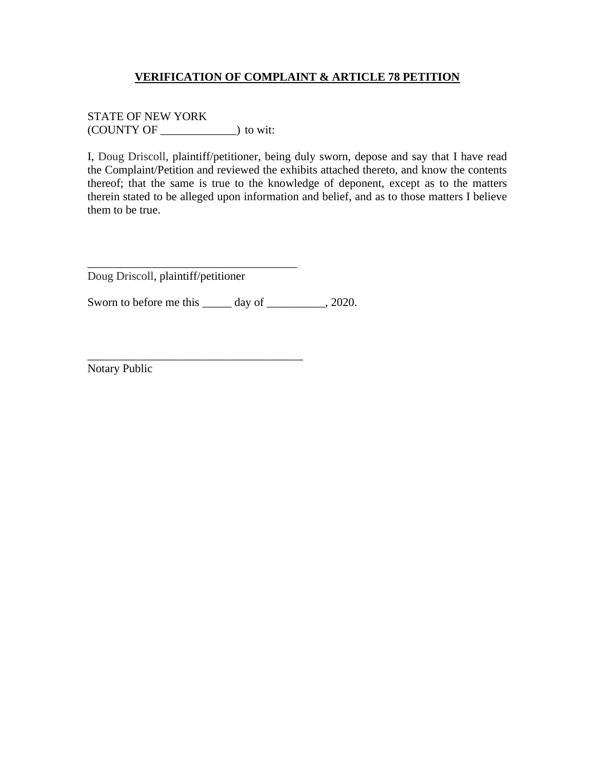**VERIFICATION OF COMPLAINT & ARTICLE 78 PETITION**

STATE OF NEW YORK
(COUNTY OF _____________) to wit:

I, Doug Driscoll, plaintiff/petitioner, being duly sworn, depose and say that I have read the Complaint/Petition and reviewed the exhibits attached thereto, and know the contents thereof; that the same is true to the knowledge of deponent, except as to the matters therein stated to be alleged upon information and belief, and as to those matters I believe them to be true.

_____________________________________
Doug Driscoll, plaintiff/petitioner

Sworn to before me this _____ day of __________, 2020.

______________________________________
Notary Public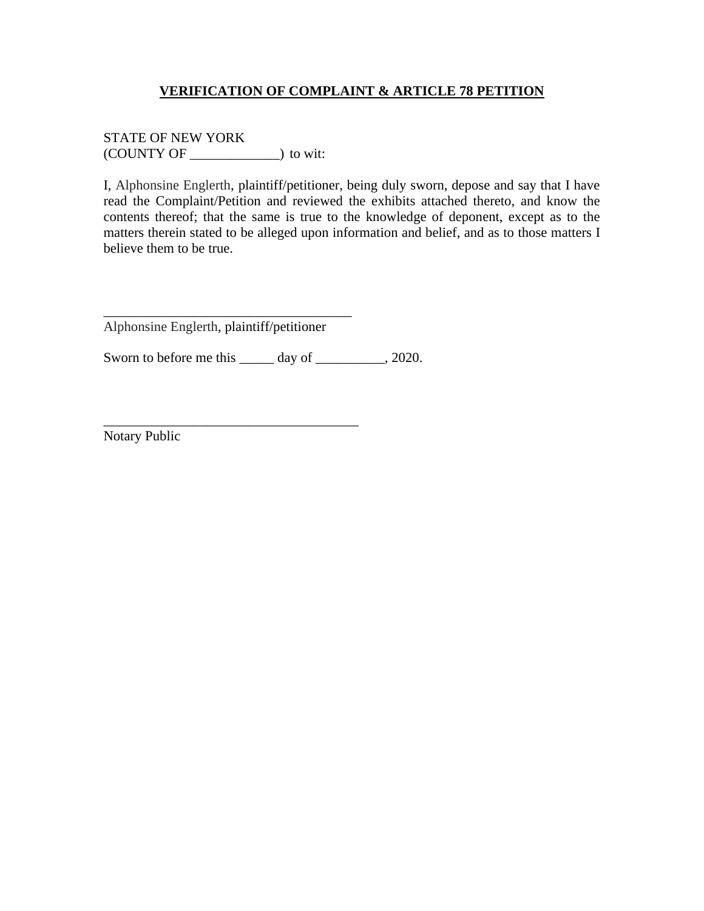**VERIFICATION OF COMPLAINT & ARTICLE 78 PETITION**

STATE OF NEW YORK
(COUNTY OF _____________) to wit:

I, Alphonsine Englerth, plaintiff/petitioner, being duly sworn, depose and say that I have read the Complaint/Petition and reviewed the exhibits attached thereto, and know the contents thereof; that the same is true to the knowledge of deponent, except as to the matters therein stated to be alleged upon information and belief, and as to those matters I believe them to be true.

_____________________________________
Alphonsine Englerth, plaintiff/petitioner

Sworn to before me this _____ day of __________, 2020.

______________________________________
Notary Public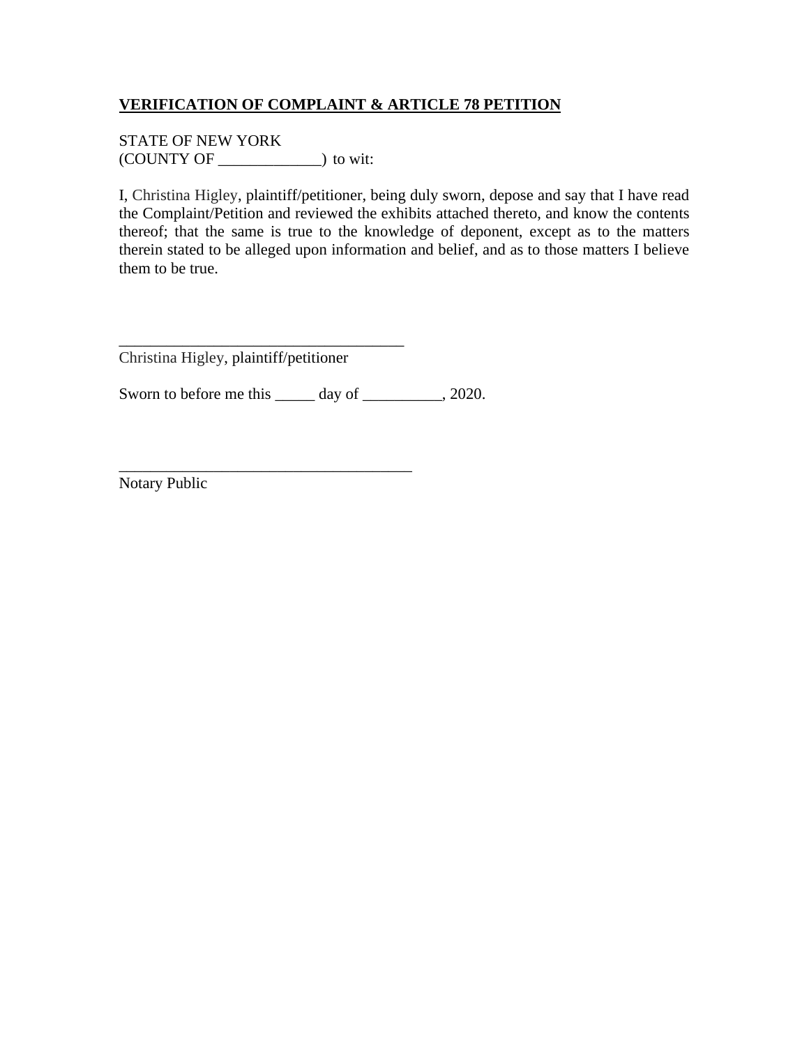**VERIFICATION OF COMPLAINT & ARTICLE 78 PETITION**

STATE OF NEW YORK
(COUNTY OF _____________) to wit:

I, Christina Higley, plaintiff/petitioner, being duly sworn, depose and say that I have read the Complaint/Petition and reviewed the exhibits attached thereto, and know the contents thereof; that the same is true to the knowledge of deponent, except as to the matters therein stated to be alleged upon information and belief, and as to those matters I believe them to be true.

_____________________________________
Christina Higley, plaintiff/petitioner

Sworn to before me this _____ day of __________, 2020.

_____________________________________
Notary Public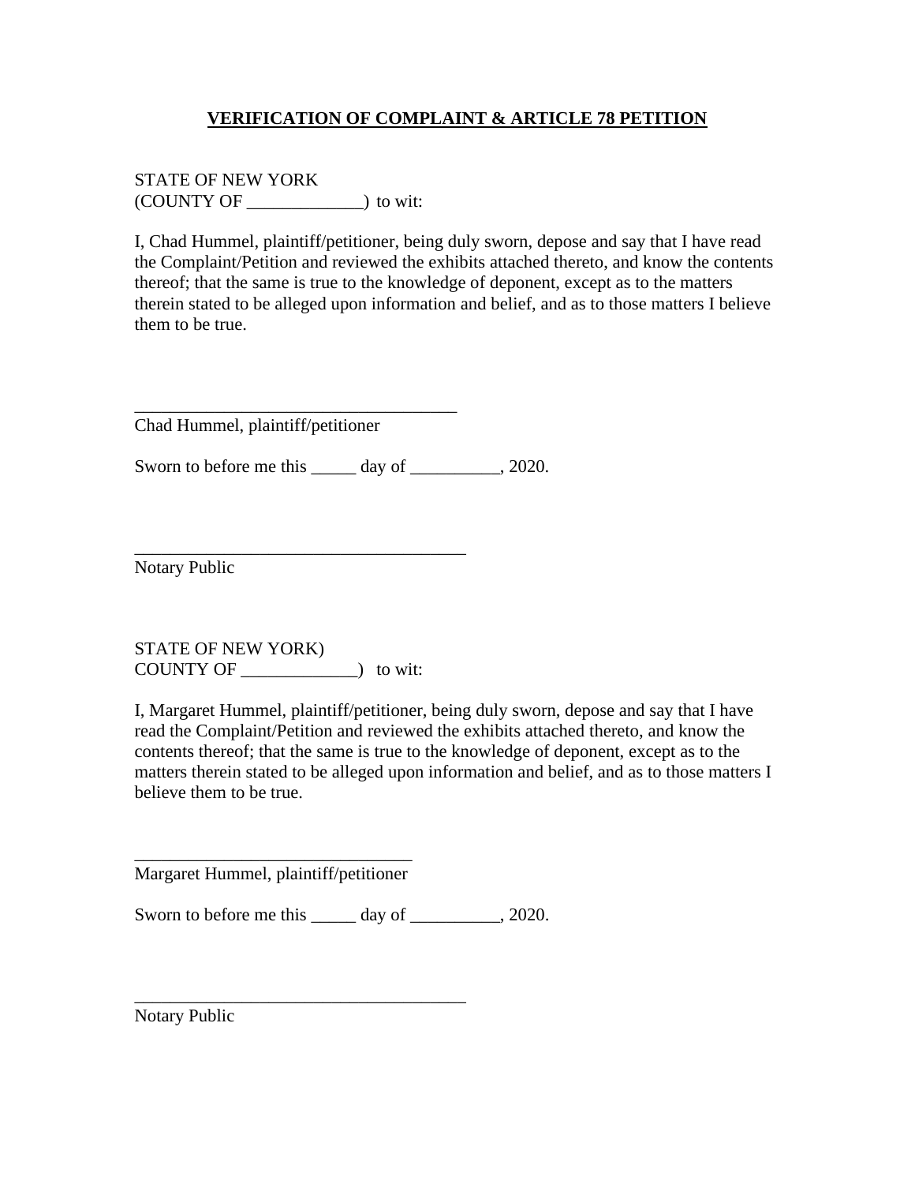**VERIFICATION OF COMPLAINT & ARTICLE 78 PETITION**

STATE OF NEW YORK
(COUNTY OF _____________) to wit:

I, Chad Hummel, plaintiff/petitioner, being duly sworn, depose and say that I have read the Complaint/Petition and reviewed the exhibits attached thereto, and know the contents thereof; that the same is true to the knowledge of deponent, except as to the matters therein stated to be alleged upon information and belief, and as to those matters I believe them to be true.

_____________________________________
Chad Hummel, plaintiff/petitioner

Sworn to before me this _____ day of __________, 2020.

______________________________________
Notary Public

STATE OF NEW YORK)
COUNTY OF _____________) to wit:

I, Margaret Hummel, plaintiff/petitioner, being duly sworn, depose and say that I have read the Complaint/Petition and reviewed the exhibits attached thereto, and know the contents thereof; that the same is true to the knowledge of deponent, except as to the matters therein stated to be alleged upon information and belief, and as to those matters I believe them to be true.

_______________________________
Margaret Hummel, plaintiff/petitioner

Sworn to before me this _____ day of __________, 2020.

______________________________________
Notary Public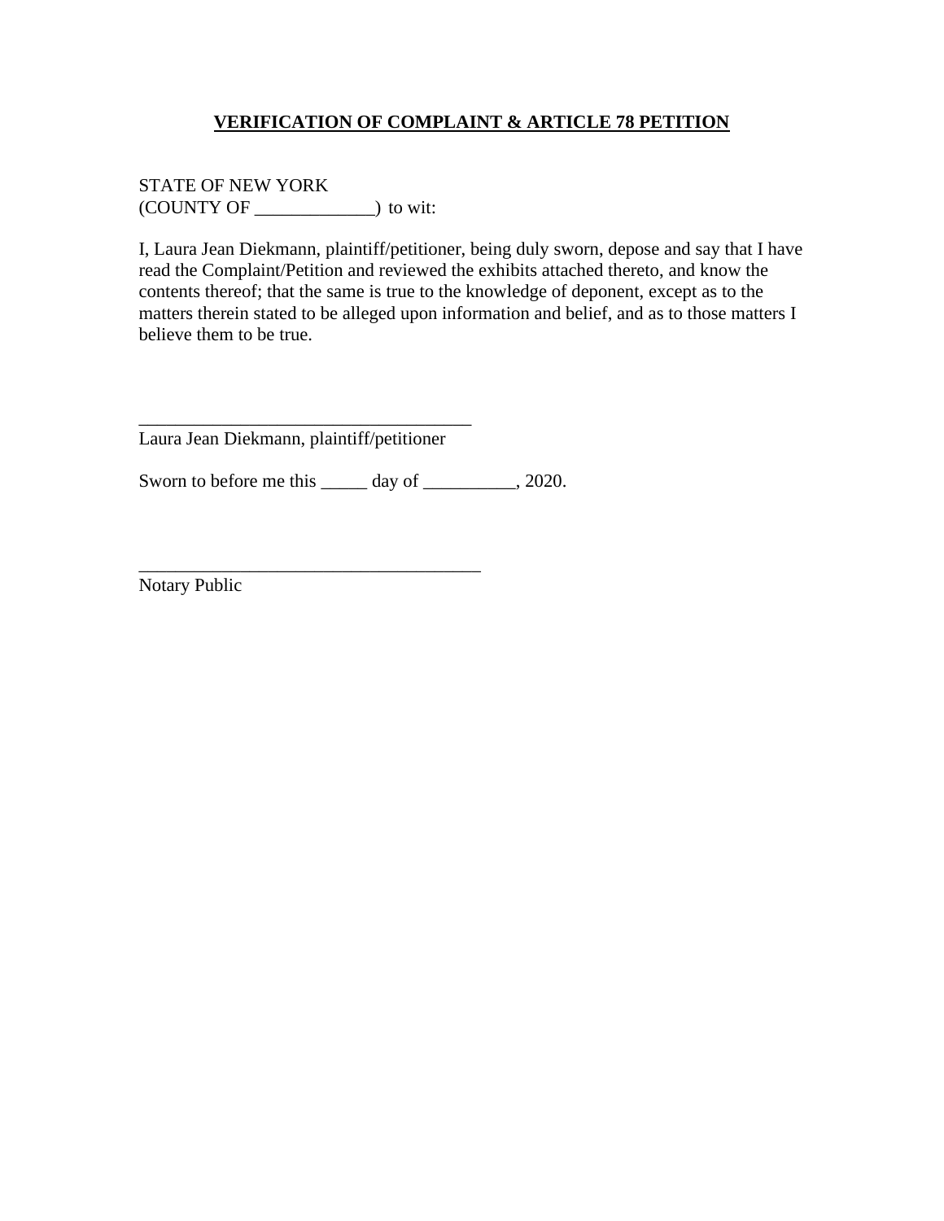## **VERIFICATION OF COMPLAINT & ARTICLE 78 PETITION**

STATE OF NEW YORK
(COUNTY OF _____________) to wit:

I, Laura Jean Diekmann, plaintiff/petitioner, being duly sworn, depose and say that I have read the Complaint/Petition and reviewed the exhibits attached thereto, and know the contents thereof; that the same is true to the knowledge of deponent, except as to the matters therein stated to be alleged upon information and belief, and as to those matters I believe them to be true.

_____________________________________
Laura Jean Diekmann, plaintiff/petitioner

Sworn to before me this _____ day of __________, 2020.

_____________________________________
Notary Public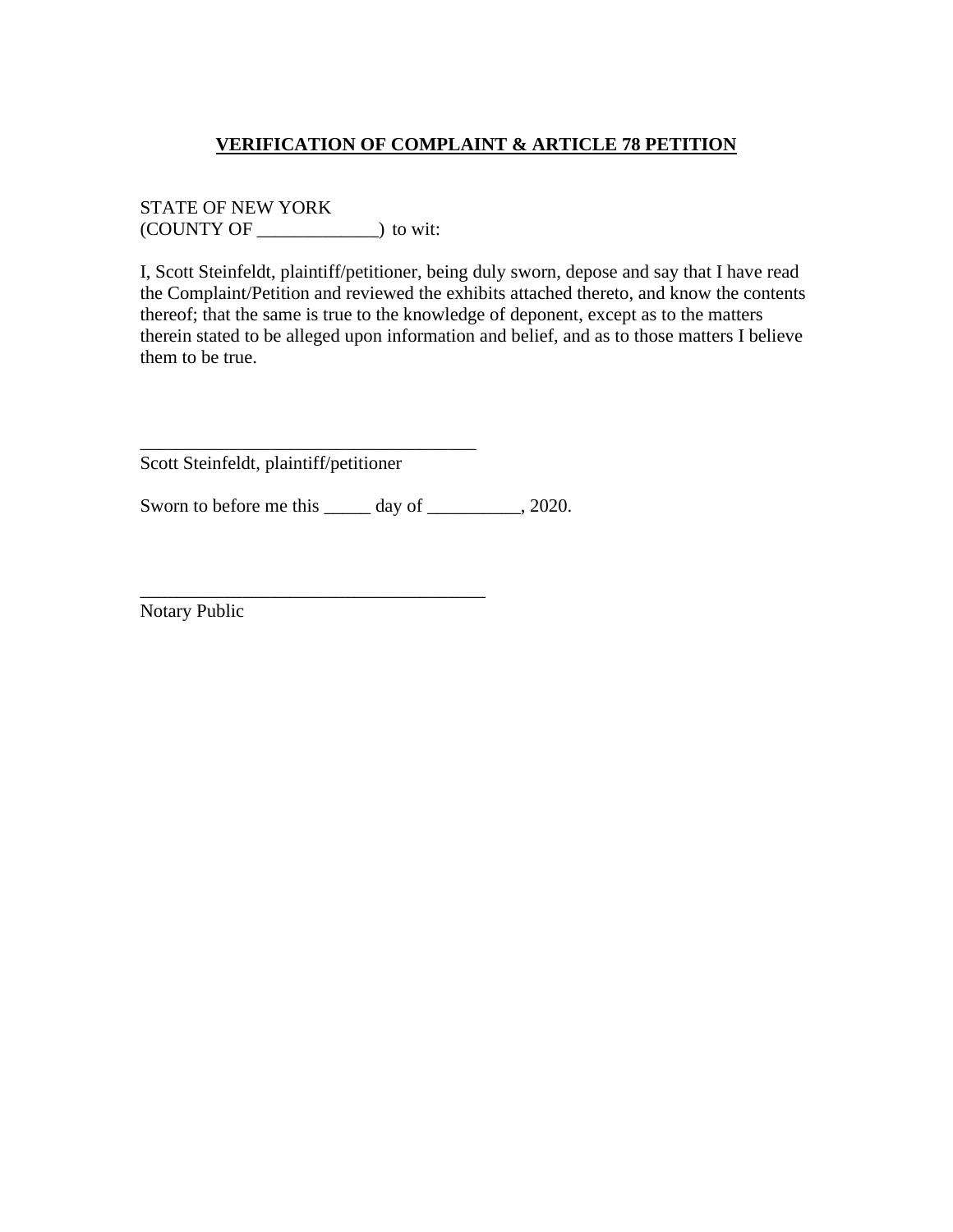**VERIFICATION OF COMPLAINT & ARTICLE 78 PETITION**

STATE OF NEW YORK
(COUNTY OF _____________) to wit:

I, Scott Steinfeldt, plaintiff/petitioner, being duly sworn, depose and say that I have read the Complaint/Petition and reviewed the exhibits attached thereto, and know the contents thereof; that the same is true to the knowledge of deponent, except as to the matters therein stated to be alleged upon information and belief, and as to those matters I believe them to be true.

_____________________________________
Scott Steinfeldt, plaintiff/petitioner

Sworn to before me this _____ day of __________, 2020.

_____________________________________
Notary Public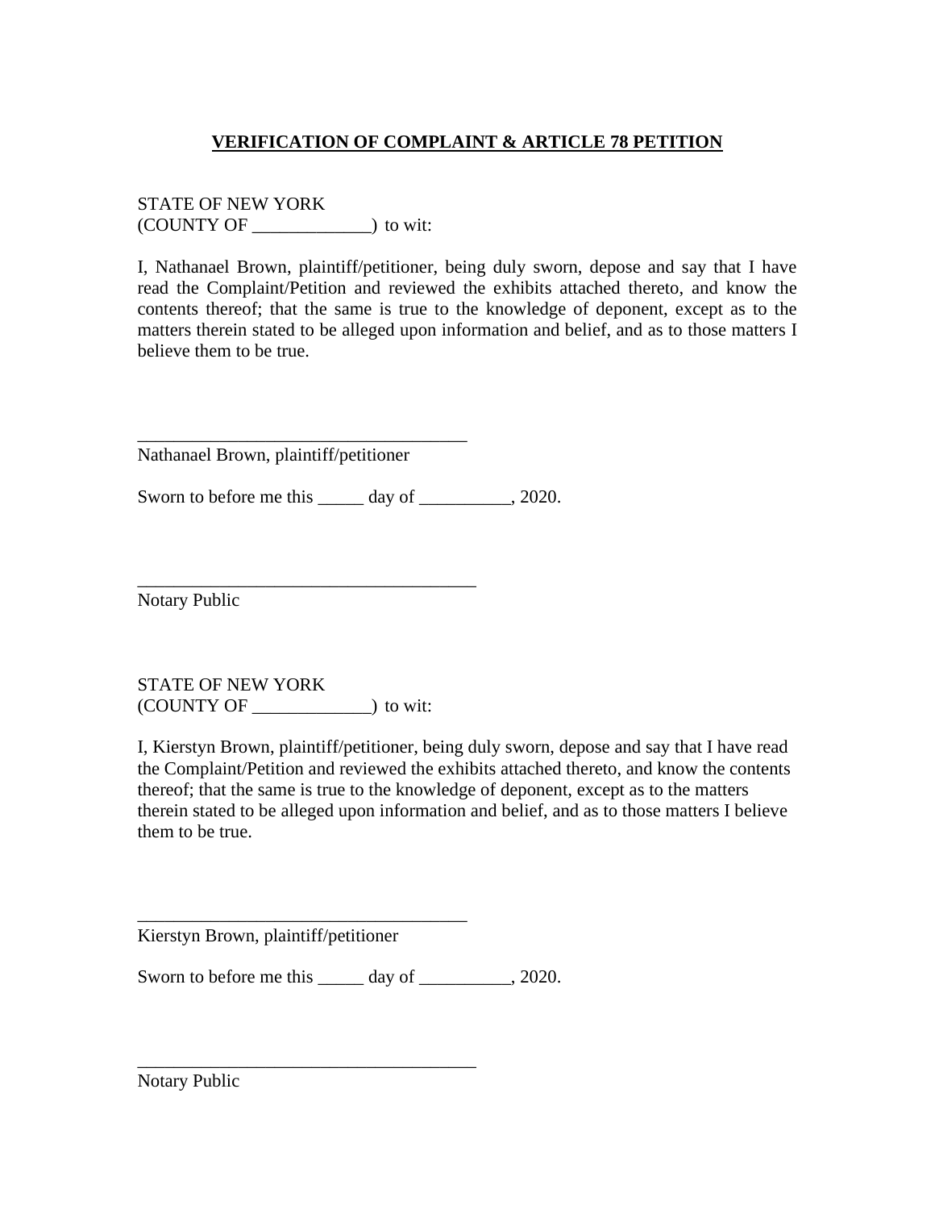**VERIFICATION OF COMPLAINT & ARTICLE 78 PETITION**

STATE OF NEW YORK
(COUNTY OF _____________) to wit:

I, Nathanael Brown, plaintiff/petitioner, being duly sworn, depose and say that I have read the Complaint/Petition and reviewed the exhibits attached thereto, and know the contents thereof; that the same is true to the knowledge of deponent, except as to the matters therein stated to be alleged upon information and belief, and as to those matters I believe them to be true.

_____________________________________
Nathanael Brown, plaintiff/petitioner

Sworn to before me this _____ day of __________, 2020.

_____________________________________
Notary Public

STATE OF NEW YORK
(COUNTY OF _____________) to wit:

I, Kierstyn Brown, plaintiff/petitioner, being duly sworn, depose and say that I have read the Complaint/Petition and reviewed the exhibits attached thereto, and know the contents thereof; that the same is true to the knowledge of deponent, except as to the matters therein stated to be alleged upon information and belief, and as to those matters I believe them to be true.

_____________________________________
Kierstyn Brown, plaintiff/petitioner

Sworn to before me this _____ day of __________, 2020.

_____________________________________
Notary Public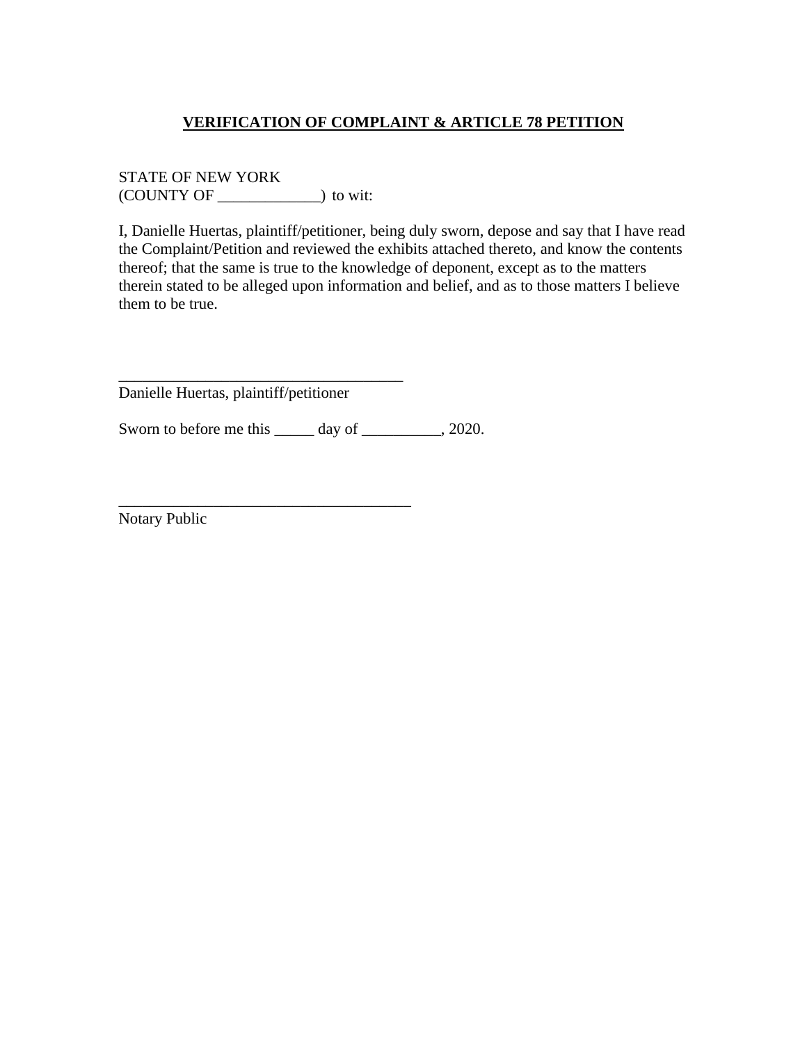**VERIFICATION OF COMPLAINT & ARTICLE 78 PETITION**

STATE OF NEW YORK
(COUNTY OF _____________) to wit:

I, Danielle Huertas, plaintiff/petitioner, being duly sworn, depose and say that I have read the Complaint/Petition and reviewed the exhibits attached thereto, and know the contents thereof; that the same is true to the knowledge of deponent, except as to the matters therein stated to be alleged upon information and belief, and as to those matters I believe them to be true.

_____________________________________
Danielle Huertas, plaintiff/petitioner

Sworn to before me this _____ day of __________, 2020.

_____________________________________
Notary Public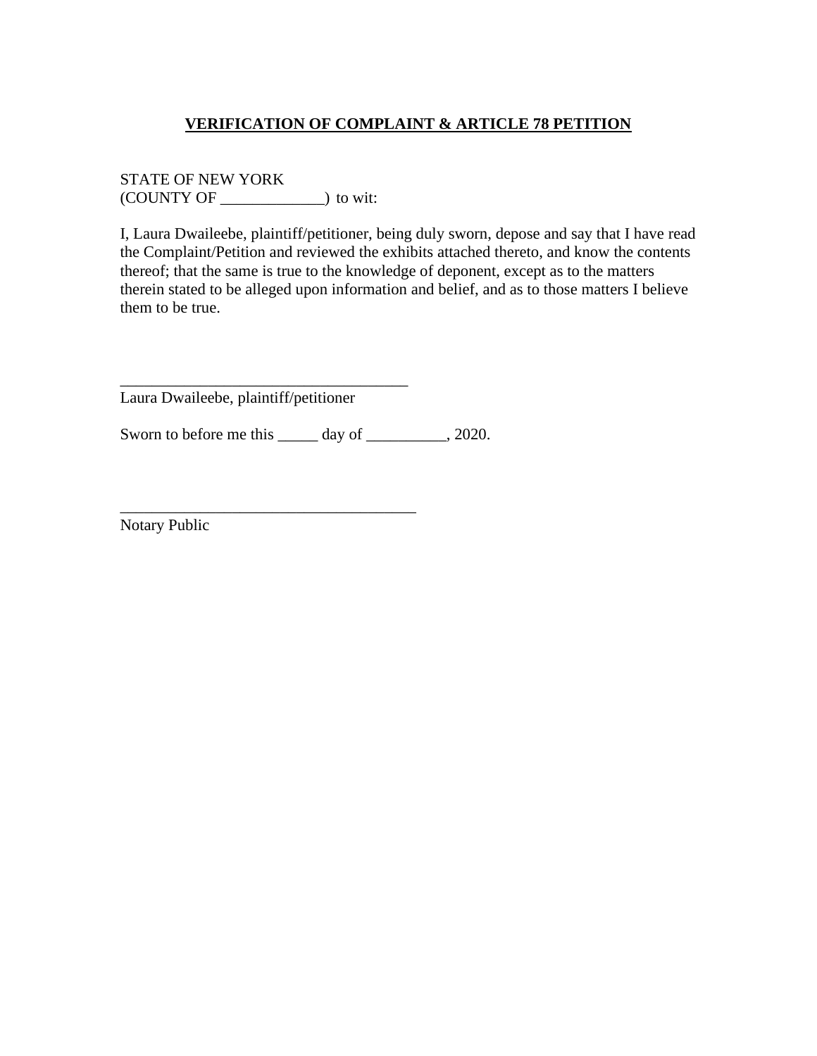**VERIFICATION OF COMPLAINT & ARTICLE 78 PETITION**

STATE OF NEW YORK
(COUNTY OF _____________) to wit:

I, Laura Dwaileebe, plaintiff/petitioner, being duly sworn, depose and say that I have read the Complaint/Petition and reviewed the exhibits attached thereto, and know the contents thereof; that the same is true to the knowledge of deponent, except as to the matters therein stated to be alleged upon information and belief, and as to those matters I believe them to be true.

_____________________________________
Laura Dwaileebe, plaintiff/petitioner

Sworn to before me this _____ day of __________, 2020.

_____________________________________
Notary Public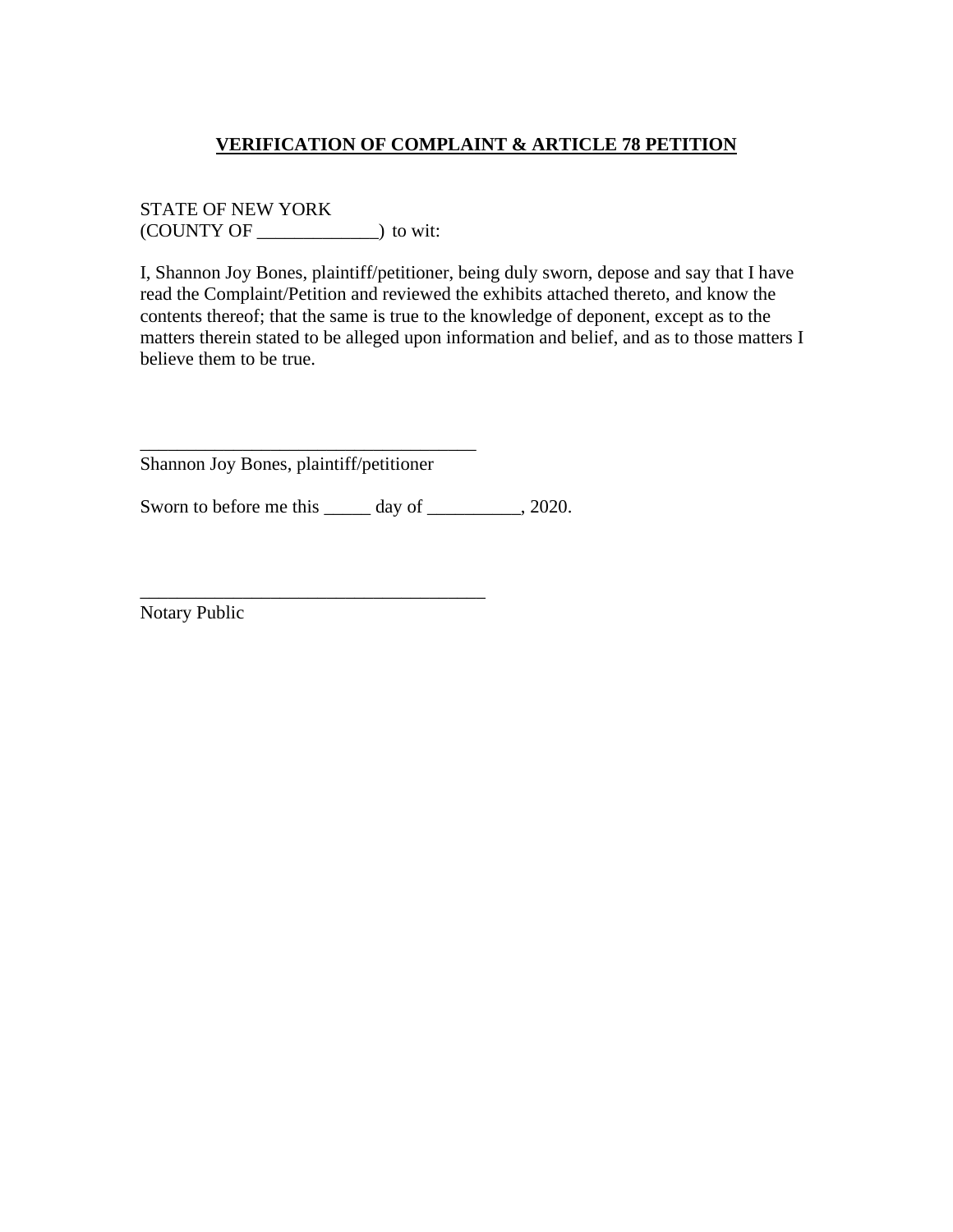**VERIFICATION OF COMPLAINT & ARTICLE 78 PETITION**

STATE OF NEW YORK
(COUNTY OF _____________) to wit:

I, Shannon Joy Bones, plaintiff/petitioner, being duly sworn, depose and say that I have read the Complaint/Petition and reviewed the exhibits attached thereto, and know the contents thereof; that the same is true to the knowledge of deponent, except as to the matters therein stated to be alleged upon information and belief, and as to those matters I believe them to be true.

_____________________________________
Shannon Joy Bones, plaintiff/petitioner

Sworn to before me this _____ day of __________, 2020.

_____________________________________
Notary Public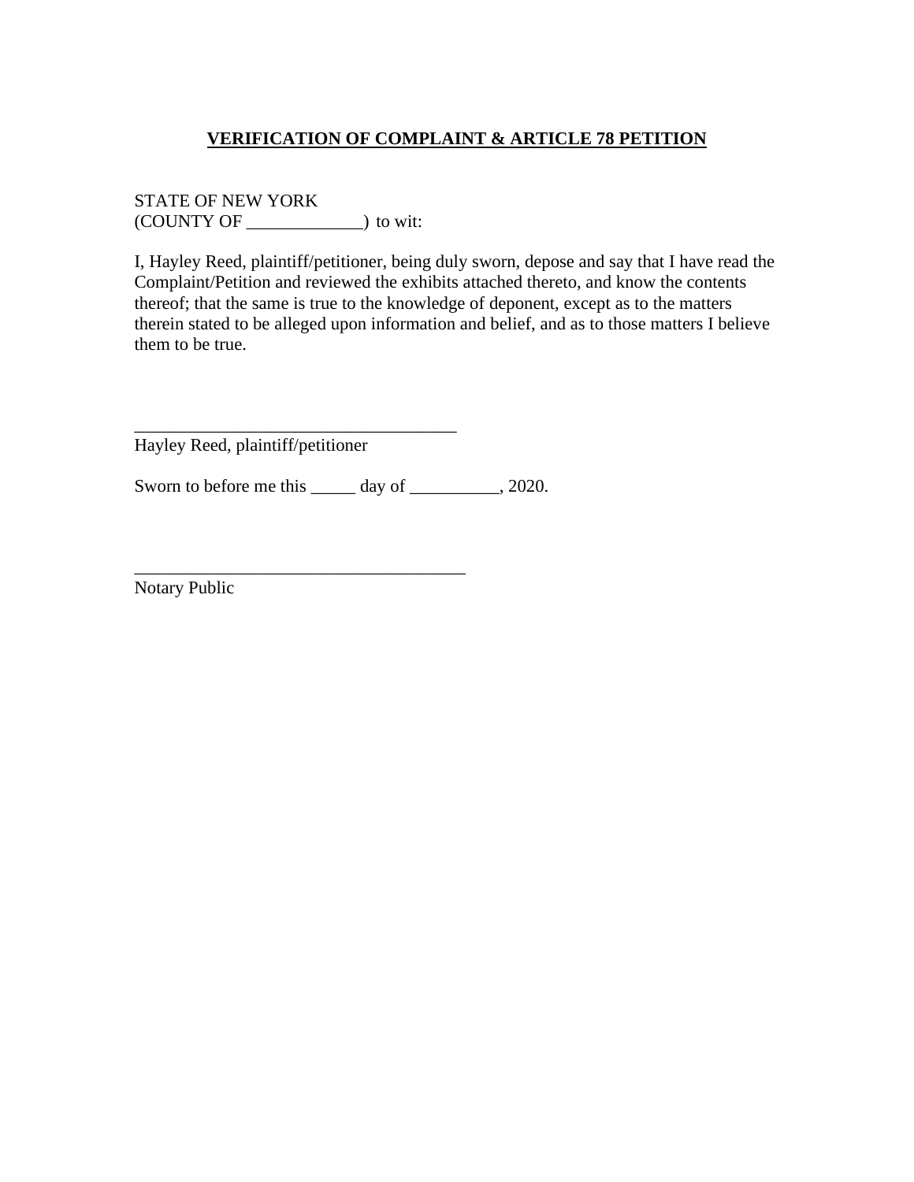**VERIFICATION OF COMPLAINT & ARTICLE 78 PETITION**

STATE OF NEW YORK
(COUNTY OF _____________) to wit:

I, Hayley Reed, plaintiff/petitioner, being duly sworn, depose and say that I have read the Complaint/Petition and reviewed the exhibits attached thereto, and know the contents thereof; that the same is true to the knowledge of deponent, except as to the matters therein stated to be alleged upon information and belief, and as to those matters I believe them to be true.

_____________________________________
Hayley Reed, plaintiff/petitioner

Sworn to before me this _____ day of __________, 2020.

_____________________________________
Notary Public